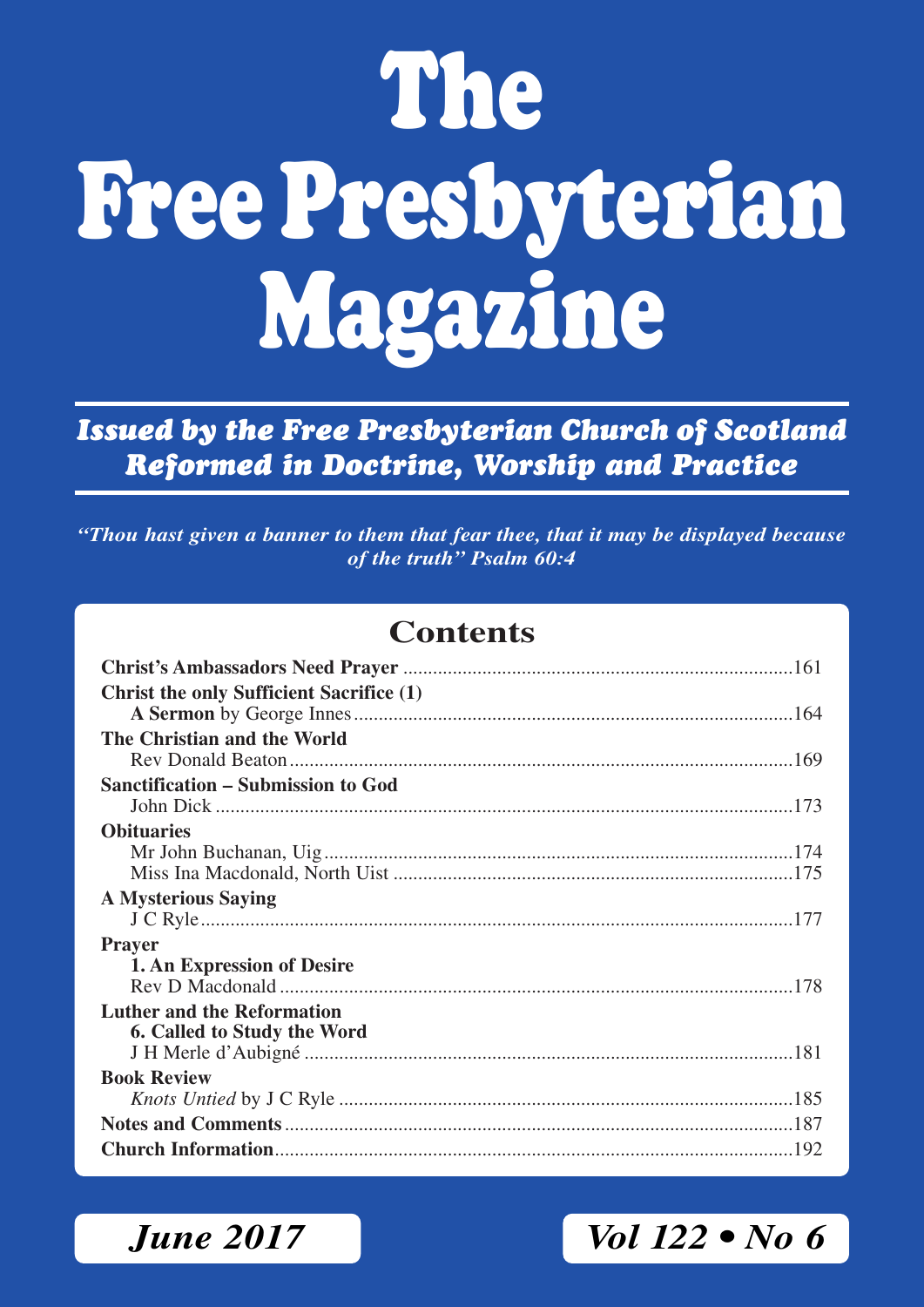# The Free Presbyterian Magazine

***Issued by the Free Presbyterian Church of Scotland***
***Reformed in Doctrine, Worship and Practice***

***"Thou hast given a banner to them that fear thee, that it may be displayed because of the truth" Psalm 60:4***

## Contents

**Christ's Ambassadors Need Prayer** ....................................................161

**Christ the only Sufficient Sacrifice (1)**
**A Sermon** by George Innes ....................................................164

**The Christian and the World**
Rev Donald Beaton ....................................................169

**Sanctification – Submission to God**
John Dick ....................................................173

**Obituaries**
Mr John Buchanan, Uig ....................................................174
Miss Ina Macdonald, North Uist ....................................................175

**A Mysterious Saying**
J C Ryle ....................................................177

**Prayer**
**1. An Expression of Desire**
Rev D Macdonald ....................................................178

**Luther and the Reformation**
**6. Called to Study the Word**
J H Merle d'Aubigné ....................................................181

**Book Review**
*Knots Untied* by J C Ryle ....................................................185

**Notes and Comments** ....................................................187

**Church Information** ....................................................192

***June 2017*** ***Vol 122 • No 6***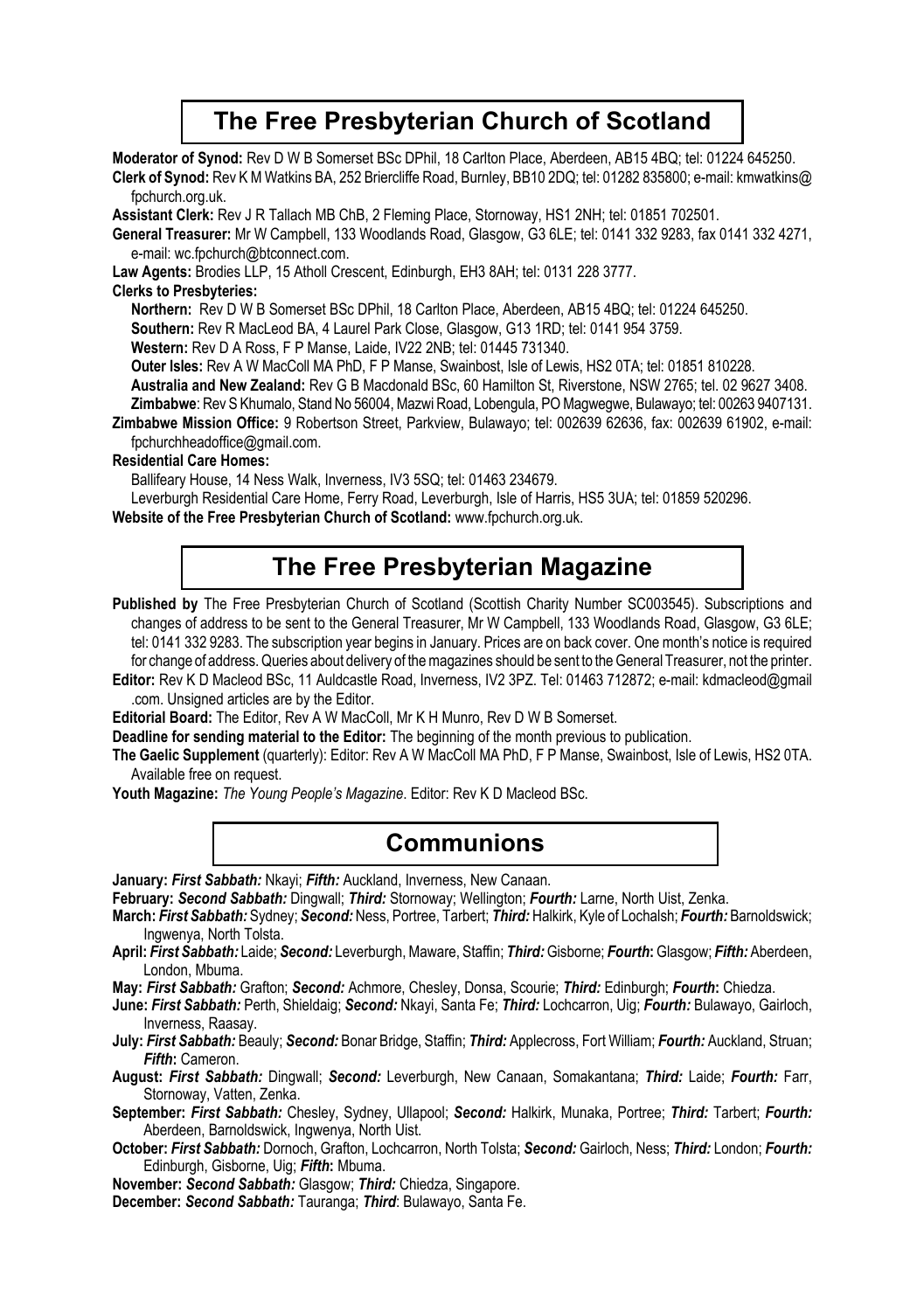## The Free Presbyterian Church of Scotland

**Moderator of Synod:** Rev D W B Somerset BSc DPhil, 18 Carlton Place, Aberdeen, AB15 4BQ; tel: 01224 645250.

**Clerk of Synod:** Rev K M Watkins BA, 252 Briercliffe Road, Burnley, BB10 2DQ; tel: 01282 835800; e-mail: kmwatkins@fpchurch.org.uk.

**Assistant Clerk:** Rev J R Tallach MB ChB, 2 Fleming Place, Stornoway, HS1 2NH; tel: 01851 702501.

**General Treasurer:** Mr W Campbell, 133 Woodlands Road, Glasgow, G3 6LE; tel: 0141 332 9283, fax 0141 332 4271, e-mail: wc.fpchurch@btconnect.com.

**Law Agents:** Brodies LLP, 15 Atholl Crescent, Edinburgh, EH3 8AH; tel: 0131 228 3777.

**Clerks to Presbyteries:**

**Northern:** Rev D W B Somerset BSc DPhil, 18 Carlton Place, Aberdeen, AB15 4BQ; tel: 01224 645250.

**Southern:** Rev R MacLeod BA, 4 Laurel Park Close, Glasgow, G13 1RD; tel: 0141 954 3759.

**Western:** Rev D A Ross, F P Manse, Laide, IV22 2NB; tel: 01445 731340.

**Outer Isles:** Rev A W MacColl MA PhD, F P Manse, Swainbost, Isle of Lewis, HS2 0TA; tel: 01851 810228.

**Australia and New Zealand:** Rev G B Macdonald BSc, 60 Hamilton St, Riverstone, NSW 2765; tel. 02 9627 3408.

**Zimbabwe**: Rev S Khumalo, Stand No 56004, Mazwi Road, Lobengula, PO Magwegwe, Bulawayo; tel: 00263 9407131.

**Zimbabwe Mission Office:** 9 Robertson Street, Parkview, Bulawayo; tel: 002639 62636, fax: 002639 61902, e-mail: fpchurchheadoffice@gmail.com.

**Residential Care Homes:**

Ballifeary House, 14 Ness Walk, Inverness, IV3 5SQ; tel: 01463 234679.

Leverburgh Residential Care Home, Ferry Road, Leverburgh, Isle of Harris, HS5 3UA; tel: 01859 520296.

**Website of the Free Presbyterian Church of Scotland:** www.fpchurch.org.uk.

## The Free Presbyterian Magazine

**Published by** The Free Presbyterian Church of Scotland (Scottish Charity Number SC003545). Subscriptions and changes of address to be sent to the General Treasurer, Mr W Campbell, 133 Woodlands Road, Glasgow, G3 6LE; tel: 0141 332 9283. The subscription year begins in January. Prices are on back cover. One month's notice is required for change of address. Queries about delivery of the magazines should be sent to the General Treasurer, not the printer.

**Editor:** Rev K D Macleod BSc, 11 Auldcastle Road, Inverness, IV2 3PZ. Tel: 01463 712872; e-mail: kdmacleod@gmail.com. Unsigned articles are by the Editor.

**Editorial Board:** The Editor, Rev A W MacColl, Mr K H Munro, Rev D W B Somerset.

**Deadline for sending material to the Editor:** The beginning of the month previous to publication.

**The Gaelic Supplement** (quarterly): Editor: Rev A W MacColl MA PhD, F P Manse, Swainbost, Isle of Lewis, HS2 0TA. Available free on request.

**Youth Magazine:** *The Young People's Magazine*. Editor: Rev K D Macleod BSc.

## Communions

**January:** ***First Sabbath:*** Nkayi; ***Fifth:*** Auckland, Inverness, New Canaan.

**February:** ***Second Sabbath:*** Dingwall; ***Third:*** Stornoway; Wellington; ***Fourth:*** Larne, North Uist, Zenka.

**March:** ***First Sabbath:*** Sydney; ***Second:*** Ness, Portree, Tarbert; ***Third:*** Halkirk, Kyle of Lochalsh; ***Fourth:*** Barnoldswick; Ingwenya, North Tolsta.

**April:** ***First Sabbath:*** Laide; ***Second:*** Leverburgh, Maware, Staffin; ***Third:*** Gisborne; ***Fourth:*** Glasgow; ***Fifth:*** Aberdeen, London, Mbuma.

**May:** ***First Sabbath:*** Grafton; ***Second:*** Achmore, Chesley, Donsa, Scourie; ***Third:*** Edinburgh; ***Fourth:*** Chiedza.

**June:** ***First Sabbath:*** Perth, Shieldaig; ***Second:*** Nkayi, Santa Fe; ***Third:*** Lochcarron, Uig; ***Fourth:*** Bulawayo, Gairloch, Inverness, Raasay.

**July:** ***First Sabbath:*** Beauly; ***Second:*** Bonar Bridge, Staffin; ***Third:*** Applecross, Fort William; ***Fourth:*** Auckland, Struan; ***Fifth:*** Cameron.

**August:** ***First Sabbath:*** Dingwall; ***Second:*** Leverburgh, New Canaan, Somakantana; ***Third:*** Laide; ***Fourth:*** Farr, Stornoway, Vatten, Zenka.

**September:** ***First Sabbath:*** Chesley, Sydney, Ullapool; ***Second:*** Halkirk, Munaka, Portree; ***Third:*** Tarbert; ***Fourth:*** Aberdeen, Barnoldswick, Ingwenya, North Uist.

**October:** ***First Sabbath:*** Dornoch, Grafton, Lochcarron, North Tolsta; ***Second:*** Gairloch, Ness; ***Third:*** London; ***Fourth:*** Edinburgh, Gisborne, Uig; ***Fifth:*** Mbuma.

**November:** ***Second Sabbath:*** Glasgow; ***Third:*** Chiedza, Singapore.

**December:** ***Second Sabbath:*** Tauranga; ***Third***: Bulawayo, Santa Fe.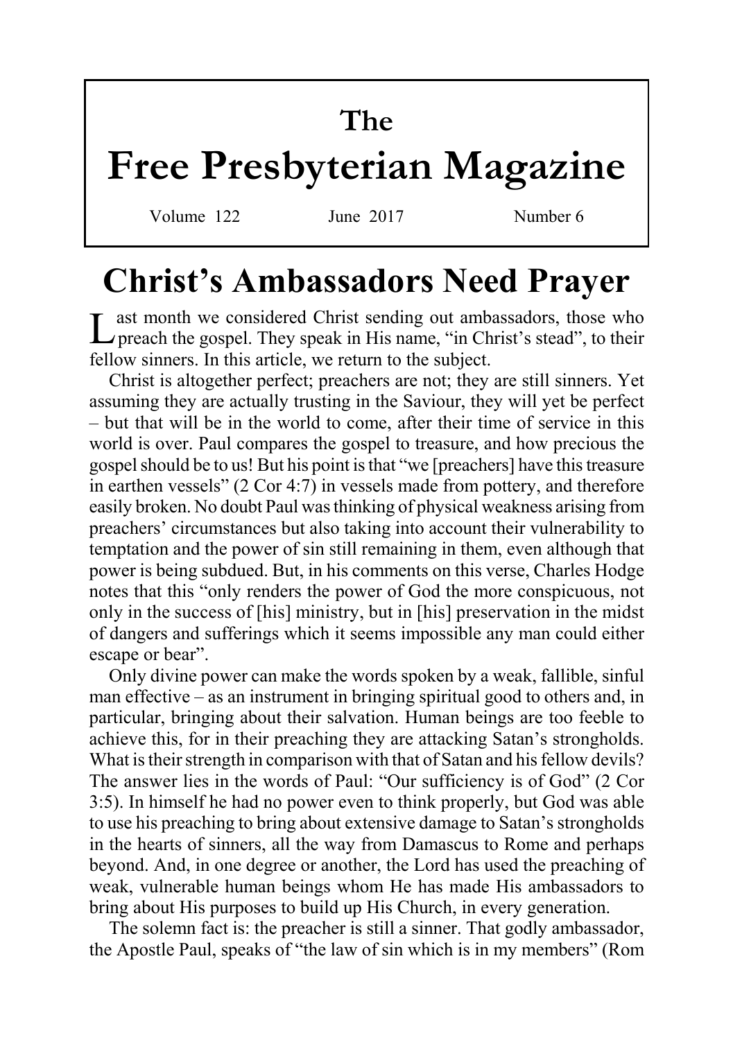# The Free Presbyterian Magazine

Volume 122 June 2017 Number 6

## Christ's Ambassadors Need Prayer

Last month we considered Christ sending out ambassadors, those who preach the gospel. They speak in His name, "in Christ's stead", to their fellow sinners. In this article, we return to the subject.

Christ is altogether perfect; preachers are not; they are still sinners. Yet assuming they are actually trusting in the Saviour, they will yet be perfect – but that will be in the world to come, after their time of service in this world is over. Paul compares the gospel to treasure, and how precious the gospel should be to us! But his point is that "we [preachers] have this treasure in earthen vessels" (2 Cor 4:7) in vessels made from pottery, and therefore easily broken. No doubt Paul was thinking of physical weakness arising from preachers' circumstances but also taking into account their vulnerability to temptation and the power of sin still remaining in them, even although that power is being subdued. But, in his comments on this verse, Charles Hodge notes that this "only renders the power of God the more conspicuous, not only in the success of [his] ministry, but in [his] preservation in the midst of dangers and sufferings which it seems impossible any man could either escape or bear".

Only divine power can make the words spoken by a weak, fallible, sinful man effective – as an instrument in bringing spiritual good to others and, in particular, bringing about their salvation. Human beings are too feeble to achieve this, for in their preaching they are attacking Satan's strongholds. What is their strength in comparison with that of Satan and his fellow devils? The answer lies in the words of Paul: "Our sufficiency is of God" (2 Cor 3:5). In himself he had no power even to think properly, but God was able to use his preaching to bring about extensive damage to Satan's strongholds in the hearts of sinners, all the way from Damascus to Rome and perhaps beyond. And, in one degree or another, the Lord has used the preaching of weak, vulnerable human beings whom He has made His ambassadors to bring about His purposes to build up His Church, in every generation.

The solemn fact is: the preacher is still a sinner. That godly ambassador, the Apostle Paul, speaks of "the law of sin which is in my members" (Rom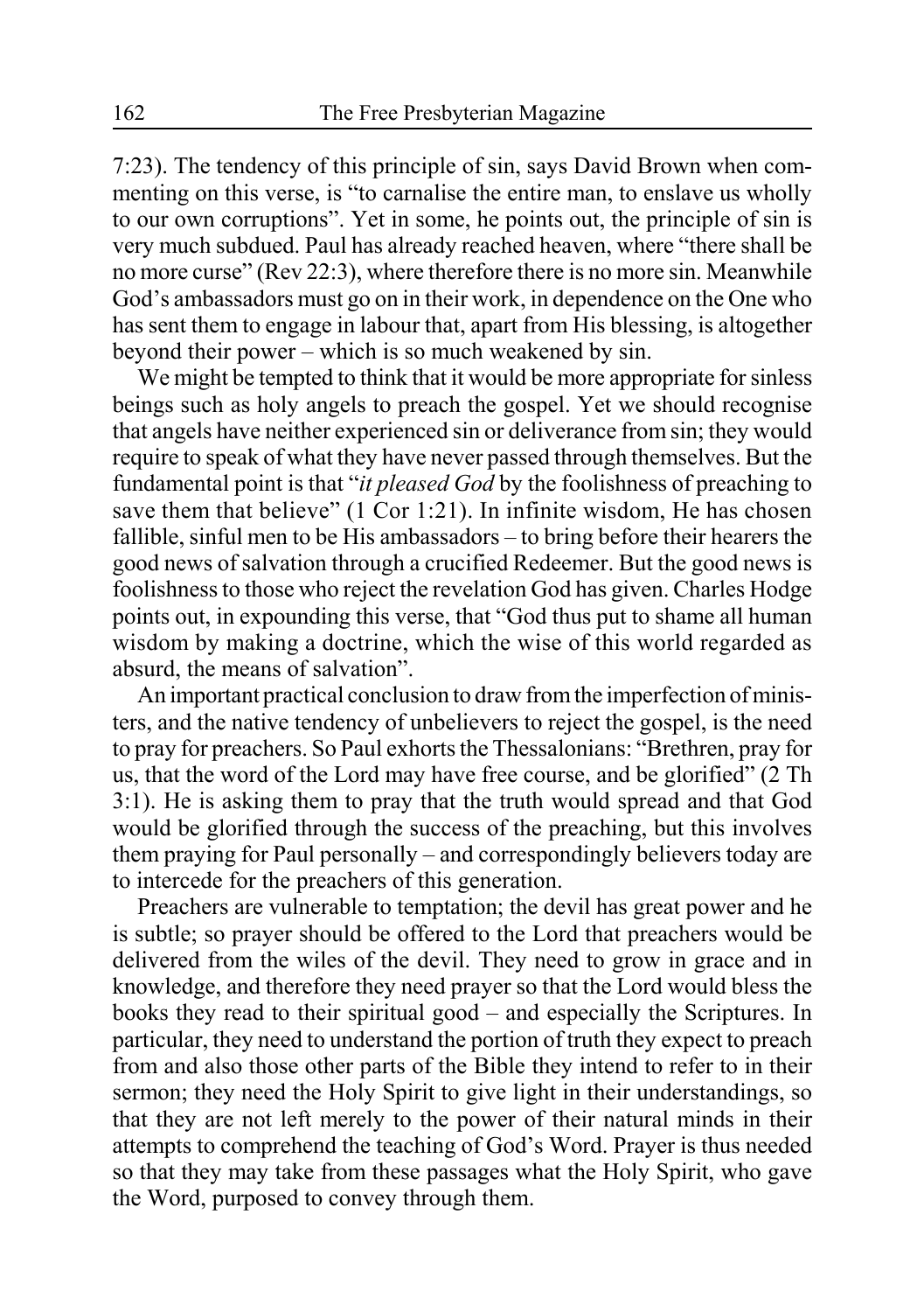7:23). The tendency of this principle of sin, says David Brown when commenting on this verse, is "to carnalise the entire man, to enslave us wholly to our own corruptions". Yet in some, he points out, the principle of sin is very much subdued. Paul has already reached heaven, where "there shall be no more curse" (Rev 22:3), where therefore there is no more sin. Meanwhile God's ambassadors must go on in their work, in dependence on the One who has sent them to engage in labour that, apart from His blessing, is altogether beyond their power – which is so much weakened by sin.

We might be tempted to think that it would be more appropriate for sinless beings such as holy angels to preach the gospel. Yet we should recognise that angels have neither experienced sin or deliverance from sin; they would require to speak of what they have never passed through themselves. But the fundamental point is that "*it pleased God* by the foolishness of preaching to save them that believe" (1 Cor 1:21). In infinite wisdom, He has chosen fallible, sinful men to be His ambassadors – to bring before their hearers the good news of salvation through a crucified Redeemer. But the good news is foolishness to those who reject the revelation God has given. Charles Hodge points out, in expounding this verse, that "God thus put to shame all human wisdom by making a doctrine, which the wise of this world regarded as absurd, the means of salvation".

An important practical conclusion to draw from the imperfection of ministers, and the native tendency of unbelievers to reject the gospel, is the need to pray for preachers. So Paul exhorts the Thessalonians: "Brethren, pray for us, that the word of the Lord may have free course, and be glorified" (2 Th 3:1). He is asking them to pray that the truth would spread and that God would be glorified through the success of the preaching, but this involves them praying for Paul personally – and correspondingly believers today are to intercede for the preachers of this generation.

Preachers are vulnerable to temptation; the devil has great power and he is subtle; so prayer should be offered to the Lord that preachers would be delivered from the wiles of the devil. They need to grow in grace and in knowledge, and therefore they need prayer so that the Lord would bless the books they read to their spiritual good – and especially the Scriptures. In particular, they need to understand the portion of truth they expect to preach from and also those other parts of the Bible they intend to refer to in their sermon; they need the Holy Spirit to give light in their understandings, so that they are not left merely to the power of their natural minds in their attempts to comprehend the teaching of God's Word. Prayer is thus needed so that they may take from these passages what the Holy Spirit, who gave the Word, purposed to convey through them.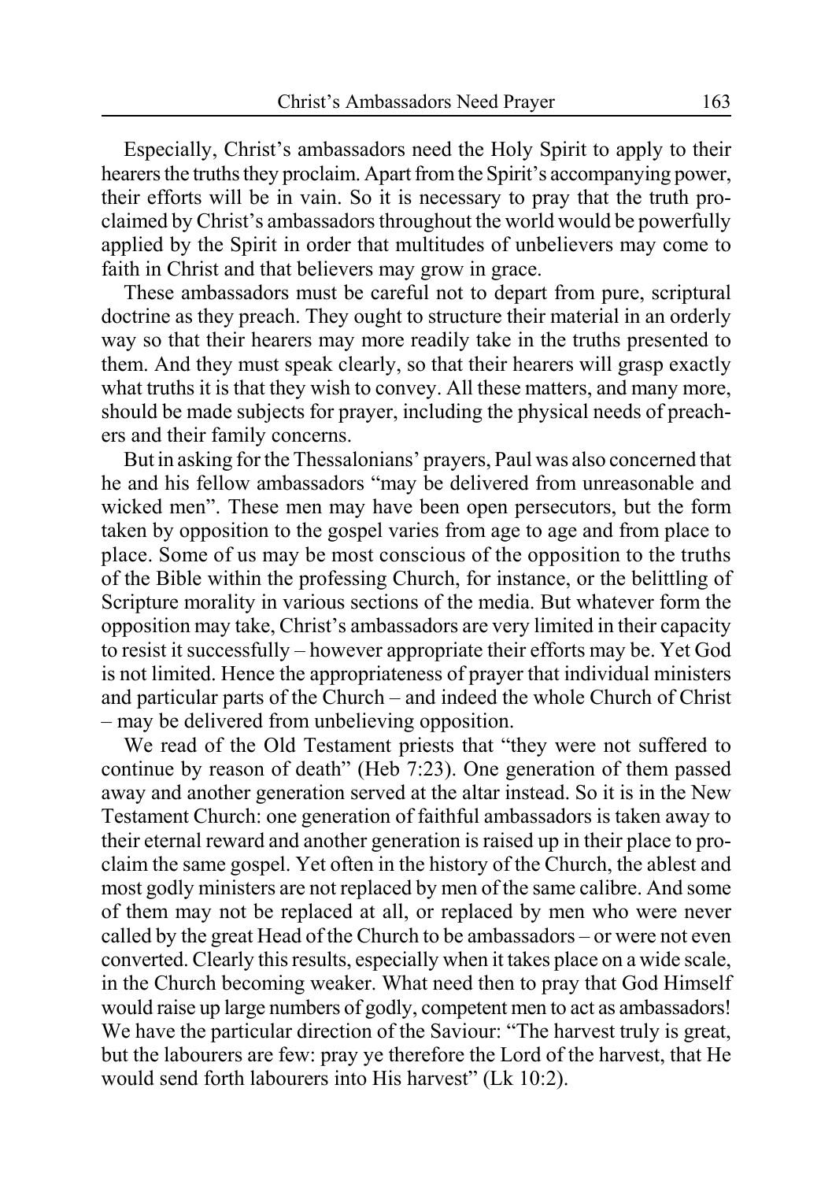Especially, Christ's ambassadors need the Holy Spirit to apply to their hearers the truths they proclaim. Apart from the Spirit's accompanying power, their efforts will be in vain. So it is necessary to pray that the truth proclaimed by Christ's ambassadors throughout the world would be powerfully applied by the Spirit in order that multitudes of unbelievers may come to faith in Christ and that believers may grow in grace.

These ambassadors must be careful not to depart from pure, scriptural doctrine as they preach. They ought to structure their material in an orderly way so that their hearers may more readily take in the truths presented to them. And they must speak clearly, so that their hearers will grasp exactly what truths it is that they wish to convey. All these matters, and many more, should be made subjects for prayer, including the physical needs of preachers and their family concerns.

But in asking for the Thessalonians' prayers, Paul was also concerned that he and his fellow ambassadors "may be delivered from unreasonable and wicked men". These men may have been open persecutors, but the form taken by opposition to the gospel varies from age to age and from place to place. Some of us may be most conscious of the opposition to the truths of the Bible within the professing Church, for instance, or the belittling of Scripture morality in various sections of the media. But whatever form the opposition may take, Christ's ambassadors are very limited in their capacity to resist it successfully – however appropriate their efforts may be. Yet God is not limited. Hence the appropriateness of prayer that individual ministers and particular parts of the Church – and indeed the whole Church of Christ – may be delivered from unbelieving opposition.

We read of the Old Testament priests that "they were not suffered to continue by reason of death" (Heb 7:23). One generation of them passed away and another generation served at the altar instead. So it is in the New Testament Church: one generation of faithful ambassadors is taken away to their eternal reward and another generation is raised up in their place to proclaim the same gospel. Yet often in the history of the Church, the ablest and most godly ministers are not replaced by men of the same calibre. And some of them may not be replaced at all, or replaced by men who were never called by the great Head of the Church to be ambassadors – or were not even converted. Clearly this results, especially when it takes place on a wide scale, in the Church becoming weaker. What need then to pray that God Himself would raise up large numbers of godly, competent men to act as ambassadors! We have the particular direction of the Saviour: "The harvest truly is great, but the labourers are few: pray ye therefore the Lord of the harvest, that He would send forth labourers into His harvest" (Lk 10:2).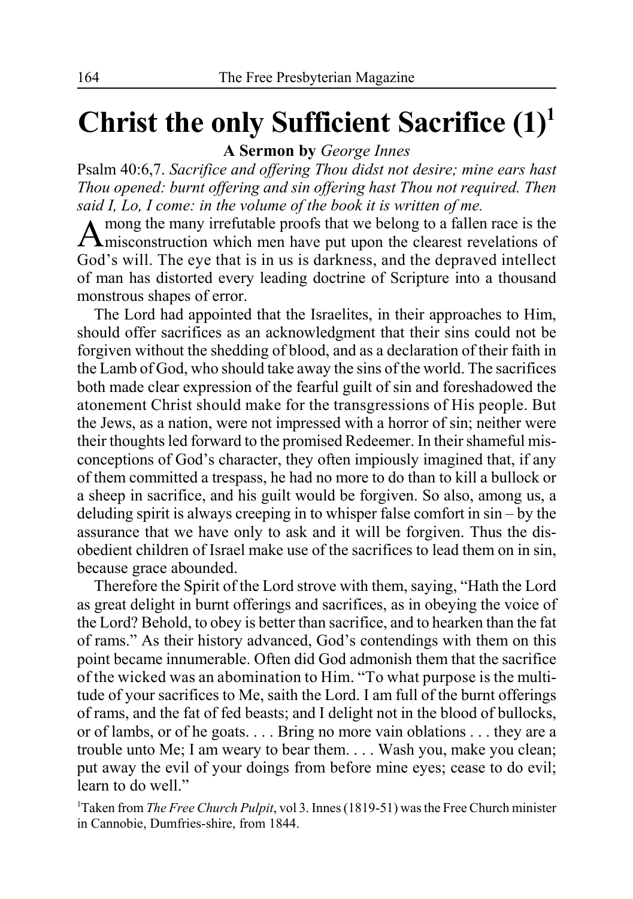# Christ the only Sufficient Sacrifice (1)[1]

**A Sermon by** *George Innes*

Psalm 40:6,7. *Sacrifice and offering Thou didst not desire; mine ears hast Thou opened: burnt offering and sin offering hast Thou not required. Then said I, Lo, I come: in the volume of the book it is written of me.*

Among the many irrefutable proofs that we belong to a fallen race is the misconstruction which men have put upon the clearest revelations of God's will. The eye that is in us is darkness, and the depraved intellect of man has distorted every leading doctrine of Scripture into a thousand monstrous shapes of error.

The Lord had appointed that the Israelites, in their approaches to Him, should offer sacrifices as an acknowledgment that their sins could not be forgiven without the shedding of blood, and as a declaration of their faith in the Lamb of God, who should take away the sins of the world. The sacrifices both made clear expression of the fearful guilt of sin and foreshadowed the atonement Christ should make for the transgressions of His people. But the Jews, as a nation, were not impressed with a horror of sin; neither were their thoughts led forward to the promised Redeemer. In their shameful misconceptions of God's character, they often impiously imagined that, if any of them committed a trespass, he had no more to do than to kill a bullock or a sheep in sacrifice, and his guilt would be forgiven. So also, among us, a deluding spirit is always creeping in to whisper false comfort in sin – by the assurance that we have only to ask and it will be forgiven. Thus the disobedient children of Israel make use of the sacrifices to lead them on in sin, because grace abounded.

Therefore the Spirit of the Lord strove with them, saying, "Hath the Lord as great delight in burnt offerings and sacrifices, as in obeying the voice of the Lord? Behold, to obey is better than sacrifice, and to hearken than the fat of rams." As their history advanced, God's contendings with them on this point became innumerable. Often did God admonish them that the sacrifice of the wicked was an abomination to Him. "To what purpose is the multitude of your sacrifices to Me, saith the Lord. I am full of the burnt offerings of rams, and the fat of fed beasts; and I delight not in the blood of bullocks, or of lambs, or of he goats. . . . Bring no more vain oblations . . . they are a trouble unto Me; I am weary to bear them. . . . Wash you, make you clean; put away the evil of your doings from before mine eyes; cease to do evil; learn to do well."

[1]Taken from *The Free Church Pulpit*, vol 3. Innes (1819-51) was the Free Church minister in Cannobie, Dumfries-shire, from 1844.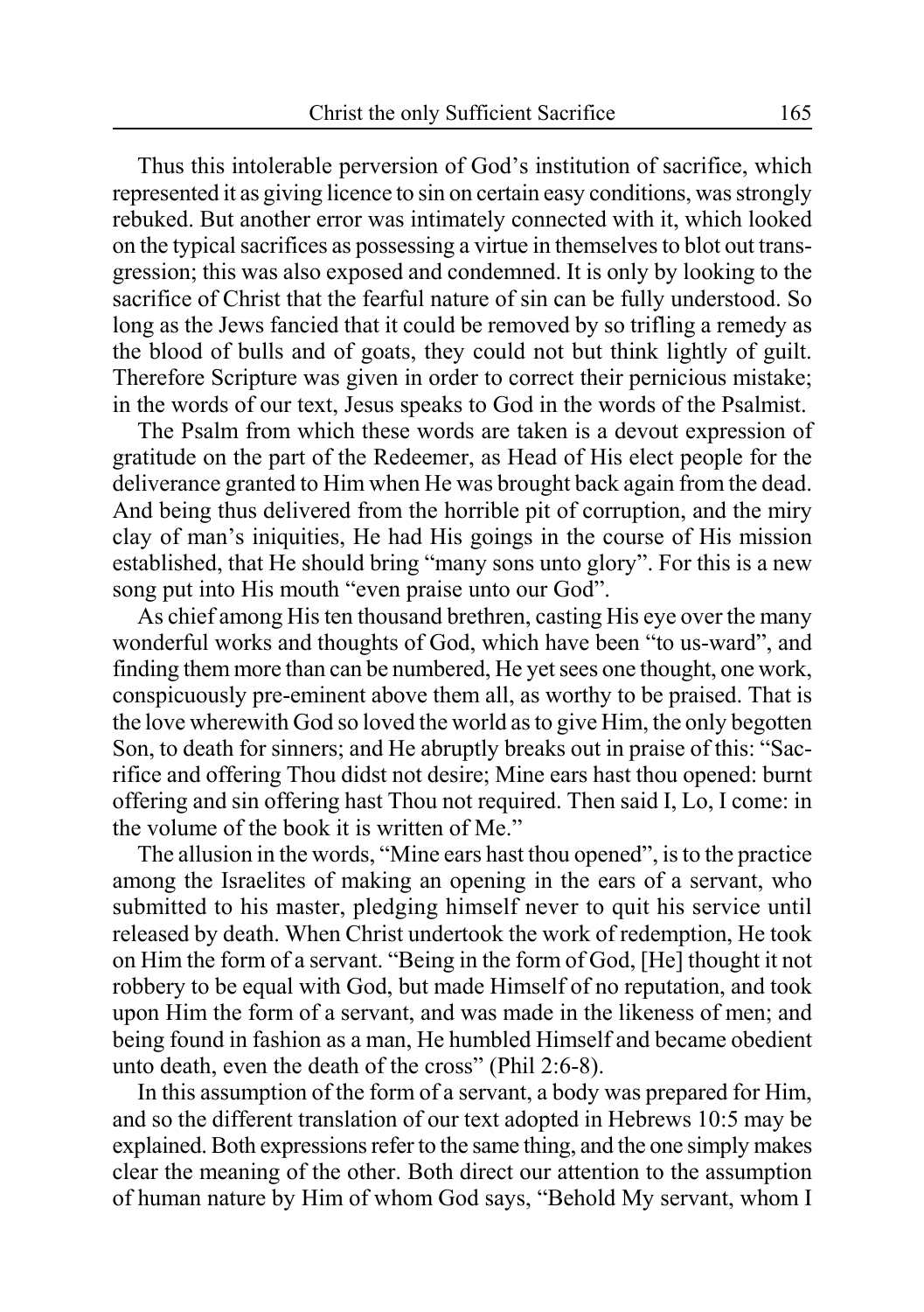Thus this intolerable perversion of God's institution of sacrifice, which represented it as giving licence to sin on certain easy conditions, was strongly rebuked. But another error was intimately connected with it, which looked on the typical sacrifices as possessing a virtue in themselves to blot out transgression; this was also exposed and condemned. It is only by looking to the sacrifice of Christ that the fearful nature of sin can be fully understood. So long as the Jews fancied that it could be removed by so trifling a remedy as the blood of bulls and of goats, they could not but think lightly of guilt. Therefore Scripture was given in order to correct their pernicious mistake; in the words of our text, Jesus speaks to God in the words of the Psalmist.

The Psalm from which these words are taken is a devout expression of gratitude on the part of the Redeemer, as Head of His elect people for the deliverance granted to Him when He was brought back again from the dead. And being thus delivered from the horrible pit of corruption, and the miry clay of man's iniquities, He had His goings in the course of His mission established, that He should bring "many sons unto glory". For this is a new song put into His mouth "even praise unto our God".

As chief among His ten thousand brethren, casting His eye over the many wonderful works and thoughts of God, which have been "to us-ward", and finding them more than can be numbered, He yet sees one thought, one work, conspicuously pre-eminent above them all, as worthy to be praised. That is the love wherewith God so loved the world as to give Him, the only begotten Son, to death for sinners; and He abruptly breaks out in praise of this: "Sacrifice and offering Thou didst not desire; Mine ears hast thou opened: burnt offering and sin offering hast Thou not required. Then said I, Lo, I come: in the volume of the book it is written of Me."

The allusion in the words, "Mine ears hast thou opened", is to the practice among the Israelites of making an opening in the ears of a servant, who submitted to his master, pledging himself never to quit his service until released by death. When Christ undertook the work of redemption, He took on Him the form of a servant. "Being in the form of God, [He] thought it not robbery to be equal with God, but made Himself of no reputation, and took upon Him the form of a servant, and was made in the likeness of men; and being found in fashion as a man, He humbled Himself and became obedient unto death, even the death of the cross" (Phil 2:6-8).

In this assumption of the form of a servant, a body was prepared for Him, and so the different translation of our text adopted in Hebrews 10:5 may be explained. Both expressions refer to the same thing, and the one simply makes clear the meaning of the other. Both direct our attention to the assumption of human nature by Him of whom God says, "Behold My servant, whom I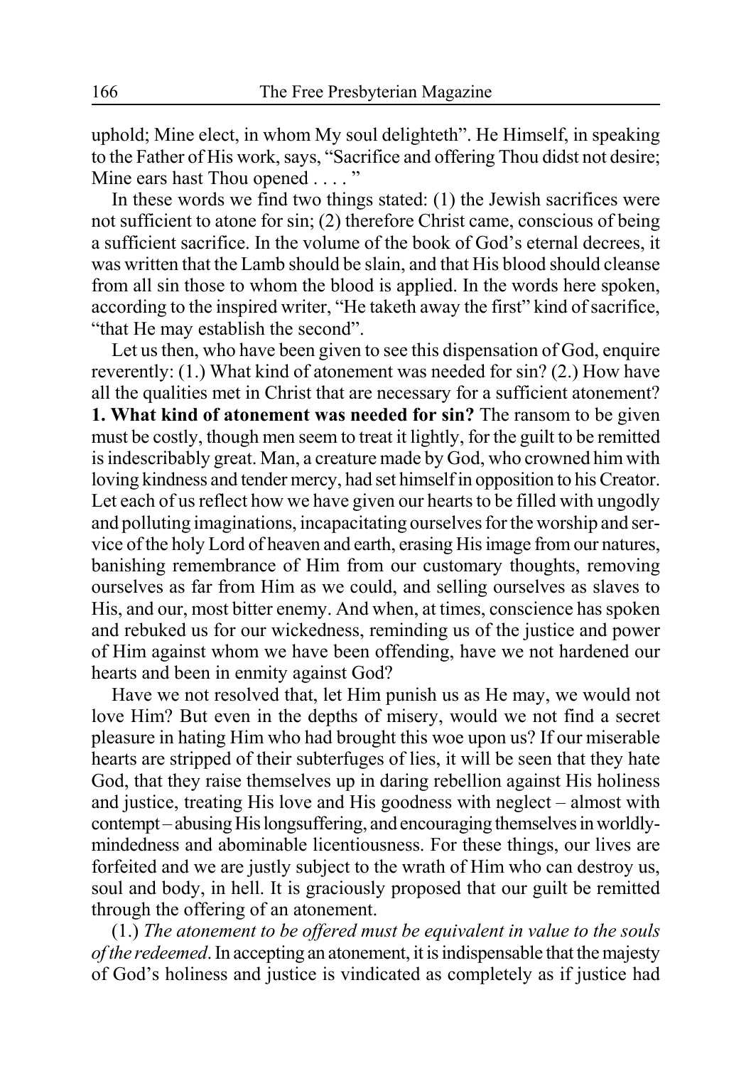uphold; Mine elect, in whom My soul delighteth". He Himself, in speaking to the Father of His work, says, "Sacrifice and offering Thou didst not desire; Mine ears hast Thou opened . . . . "

In these words we find two things stated: (1) the Jewish sacrifices were not sufficient to atone for sin; (2) therefore Christ came, conscious of being a sufficient sacrifice. In the volume of the book of God's eternal decrees, it was written that the Lamb should be slain, and that His blood should cleanse from all sin those to whom the blood is applied. In the words here spoken, according to the inspired writer, "He taketh away the first" kind of sacrifice, "that He may establish the second".

Let us then, who have been given to see this dispensation of God, enquire reverently: (1.) What kind of atonement was needed for sin? (2.) How have all the qualities met in Christ that are necessary for a sufficient atonement?

**1. What kind of atonement was needed for sin?** The ransom to be given must be costly, though men seem to treat it lightly, for the guilt to be remitted is indescribably great. Man, a creature made by God, who crowned him with loving kindness and tender mercy, had set himself in opposition to his Creator. Let each of us reflect how we have given our hearts to be filled with ungodly and polluting imaginations, incapacitating ourselves for the worship and service of the holy Lord of heaven and earth, erasing His image from our natures, banishing remembrance of Him from our customary thoughts, removing ourselves as far from Him as we could, and selling ourselves as slaves to His, and our, most bitter enemy. And when, at times, conscience has spoken and rebuked us for our wickedness, reminding us of the justice and power of Him against whom we have been offending, have we not hardened our hearts and been in enmity against God?

Have we not resolved that, let Him punish us as He may, we would not love Him? But even in the depths of misery, would we not find a secret pleasure in hating Him who had brought this woe upon us? If our miserable hearts are stripped of their subterfuges of lies, it will be seen that they hate God, that they raise themselves up in daring rebellion against His holiness and justice, treating His love and His goodness with neglect – almost with contempt – abusing His longsuffering, and encouraging themselves in worldly-mindedness and abominable licentiousness. For these things, our lives are forfeited and we are justly subject to the wrath of Him who can destroy us, soul and body, in hell. It is graciously proposed that our guilt be remitted through the offering of an atonement.

(1.) *The atonement to be offered must be equivalent in value to the souls of the redeemed*. In accepting an atonement, it is indispensable that the majesty of God's holiness and justice is vindicated as completely as if justice had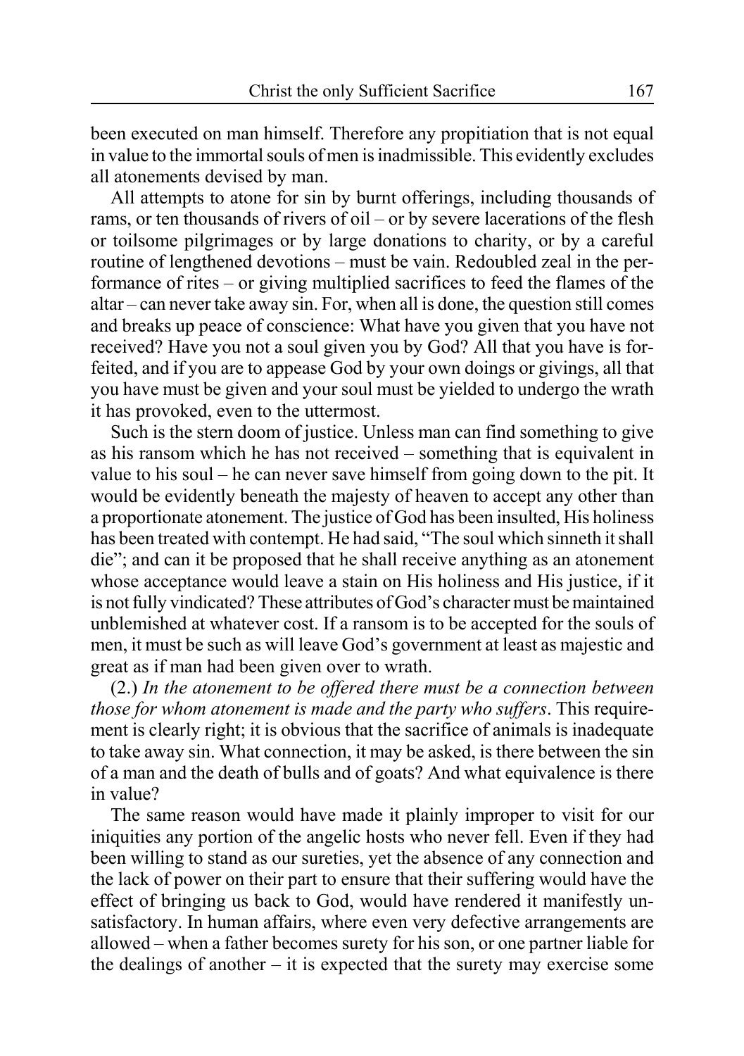been executed on man himself. Therefore any propitiation that is not equal in value to the immortal souls of men is inadmissible. This evidently excludes all atonements devised by man.

All attempts to atone for sin by burnt offerings, including thousands of rams, or ten thousands of rivers of oil – or by severe lacerations of the flesh or toilsome pilgrimages or by large donations to charity, or by a careful routine of lengthened devotions – must be vain. Redoubled zeal in the performance of rites – or giving multiplied sacrifices to feed the flames of the altar – can never take away sin. For, when all is done, the question still comes and breaks up peace of conscience: What have you given that you have not received? Have you not a soul given you by God? All that you have is forfeited, and if you are to appease God by your own doings or givings, all that you have must be given and your soul must be yielded to undergo the wrath it has provoked, even to the uttermost.

Such is the stern doom of justice. Unless man can find something to give as his ransom which he has not received – something that is equivalent in value to his soul – he can never save himself from going down to the pit. It would be evidently beneath the majesty of heaven to accept any other than a proportionate atonement. The justice of God has been insulted, His holiness has been treated with contempt. He had said, "The soul which sinneth it shall die"; and can it be proposed that he shall receive anything as an atonement whose acceptance would leave a stain on His holiness and His justice, if it is not fully vindicated? These attributes of God's character must be maintained unblemished at whatever cost. If a ransom is to be accepted for the souls of men, it must be such as will leave God's government at least as majestic and great as if man had been given over to wrath.

(2.) *In the atonement to be offered there must be a connection between those for whom atonement is made and the party who suffers*. This requirement is clearly right; it is obvious that the sacrifice of animals is inadequate to take away sin. What connection, it may be asked, is there between the sin of a man and the death of bulls and of goats? And what equivalence is there in value?

The same reason would have made it plainly improper to visit for our iniquities any portion of the angelic hosts who never fell. Even if they had been willing to stand as our sureties, yet the absence of any connection and the lack of power on their part to ensure that their suffering would have the effect of bringing us back to God, would have rendered it manifestly unsatisfactory. In human affairs, where even very defective arrangements are allowed – when a father becomes surety for his son, or one partner liable for the dealings of another – it is expected that the surety may exercise some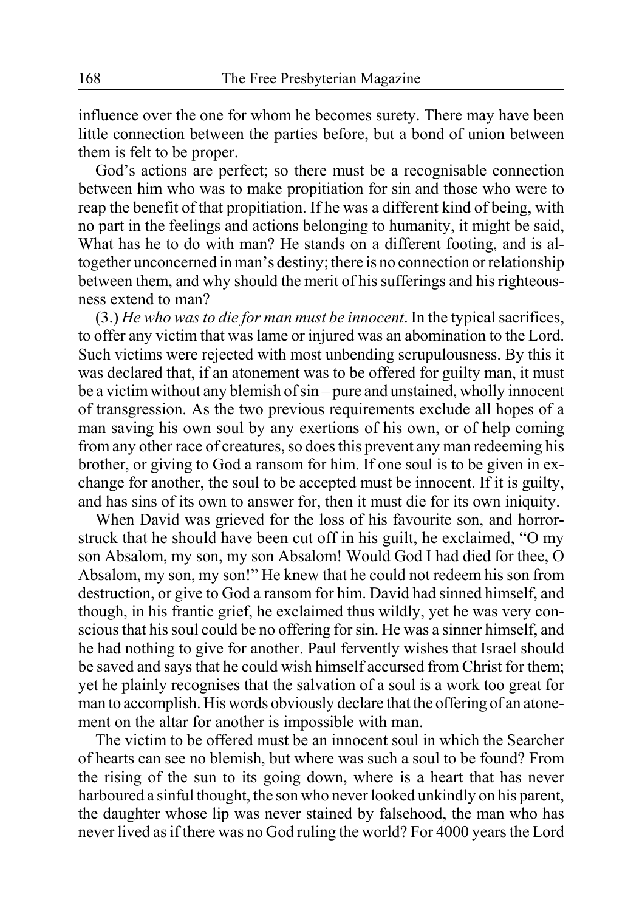influence over the one for whom he becomes surety. There may have been little connection between the parties before, but a bond of union between them is felt to be proper.

God's actions are perfect; so there must be a recognisable connection between him who was to make propitiation for sin and those who were to reap the benefit of that propitiation. If he was a different kind of being, with no part in the feelings and actions belonging to humanity, it might be said, What has he to do with man? He stands on a different footing, and is altogether unconcerned in man's destiny; there is no connection or relationship between them, and why should the merit of his sufferings and his righteousness extend to man?

(3.) *He who was to die for man must be innocent*. In the typical sacrifices, to offer any victim that was lame or injured was an abomination to the Lord. Such victims were rejected with most unbending scrupulousness. By this it was declared that, if an atonement was to be offered for guilty man, it must be a victim without any blemish of sin – pure and unstained, wholly innocent of transgression. As the two previous requirements exclude all hopes of a man saving his own soul by any exertions of his own, or of help coming from any other race of creatures, so does this prevent any man redeeming his brother, or giving to God a ransom for him. If one soul is to be given in exchange for another, the soul to be accepted must be innocent. If it is guilty, and has sins of its own to answer for, then it must die for its own iniquity.

When David was grieved for the loss of his favourite son, and horror-struck that he should have been cut off in his guilt, he exclaimed, "O my son Absalom, my son, my son Absalom! Would God I had died for thee, O Absalom, my son, my son!" He knew that he could not redeem his son from destruction, or give to God a ransom for him. David had sinned himself, and though, in his frantic grief, he exclaimed thus wildly, yet he was very conscious that his soul could be no offering for sin. He was a sinner himself, and he had nothing to give for another. Paul fervently wishes that Israel should be saved and says that he could wish himself accursed from Christ for them; yet he plainly recognises that the salvation of a soul is a work too great for man to accomplish. His words obviously declare that the offering of an atonement on the altar for another is impossible with man.

The victim to be offered must be an innocent soul in which the Searcher of hearts can see no blemish, but where was such a soul to be found? From the rising of the sun to its going down, where is a heart that has never harboured a sinful thought, the son who never looked unkindly on his parent, the daughter whose lip was never stained by falsehood, the man who has never lived as if there was no God ruling the world? For 4000 years the Lord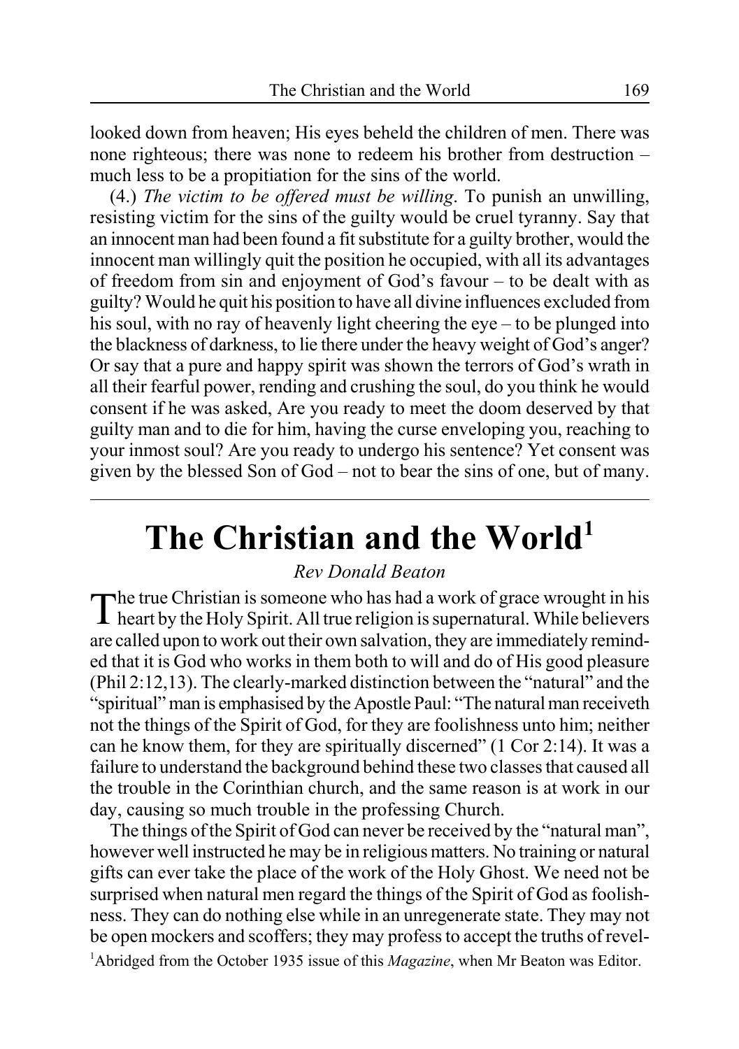looked down from heaven; His eyes beheld the children of men. There was none righteous; there was none to redeem his brother from destruction – much less to be a propitiation for the sins of the world.

(4.) *The victim to be offered must be willing*. To punish an unwilling, resisting victim for the sins of the guilty would be cruel tyranny. Say that an innocent man had been found a fit substitute for a guilty brother, would the innocent man willingly quit the position he occupied, with all its advantages of freedom from sin and enjoyment of God's favour – to be dealt with as guilty? Would he quit his position to have all divine influences excluded from his soul, with no ray of heavenly light cheering the eye – to be plunged into the blackness of darkness, to lie there under the heavy weight of God's anger? Or say that a pure and happy spirit was shown the terrors of God's wrath in all their fearful power, rending and crushing the soul, do you think he would consent if he was asked, Are you ready to meet the doom deserved by that guilty man and to die for him, having the curse enveloping you, reaching to your inmost soul? Are you ready to undergo his sentence? Yet consent was given by the blessed Son of God – not to bear the sins of one, but of many.

---

# The Christian and the World[1]

*Rev Donald Beaton*

The true Christian is someone who has had a work of grace wrought in his heart by the Holy Spirit. All true religion is supernatural. While believers are called upon to work out their own salvation, they are immediately reminded that it is God who works in them both to will and do of His good pleasure (Phil 2:12,13). The clearly-marked distinction between the "natural" and the "spiritual" man is emphasised by the Apostle Paul: "The natural man receiveth not the things of the Spirit of God, for they are foolishness unto him; neither can he know them, for they are spiritually discerned" (1 Cor 2:14). It was a failure to understand the background behind these two classes that caused all the trouble in the Corinthian church, and the same reason is at work in our day, causing so much trouble in the professing Church.

The things of the Spirit of God can never be received by the "natural man", however well instructed he may be in religious matters. No training or natural gifts can ever take the place of the work of the Holy Ghost. We need not be surprised when natural men regard the things of the Spirit of God as foolishness. They can do nothing else while in an unregenerate state. They may not be open mockers and scoffers; they may profess to accept the truths of revel-

[1]Abridged from the October 1935 issue of this *Magazine*, when Mr Beaton was Editor.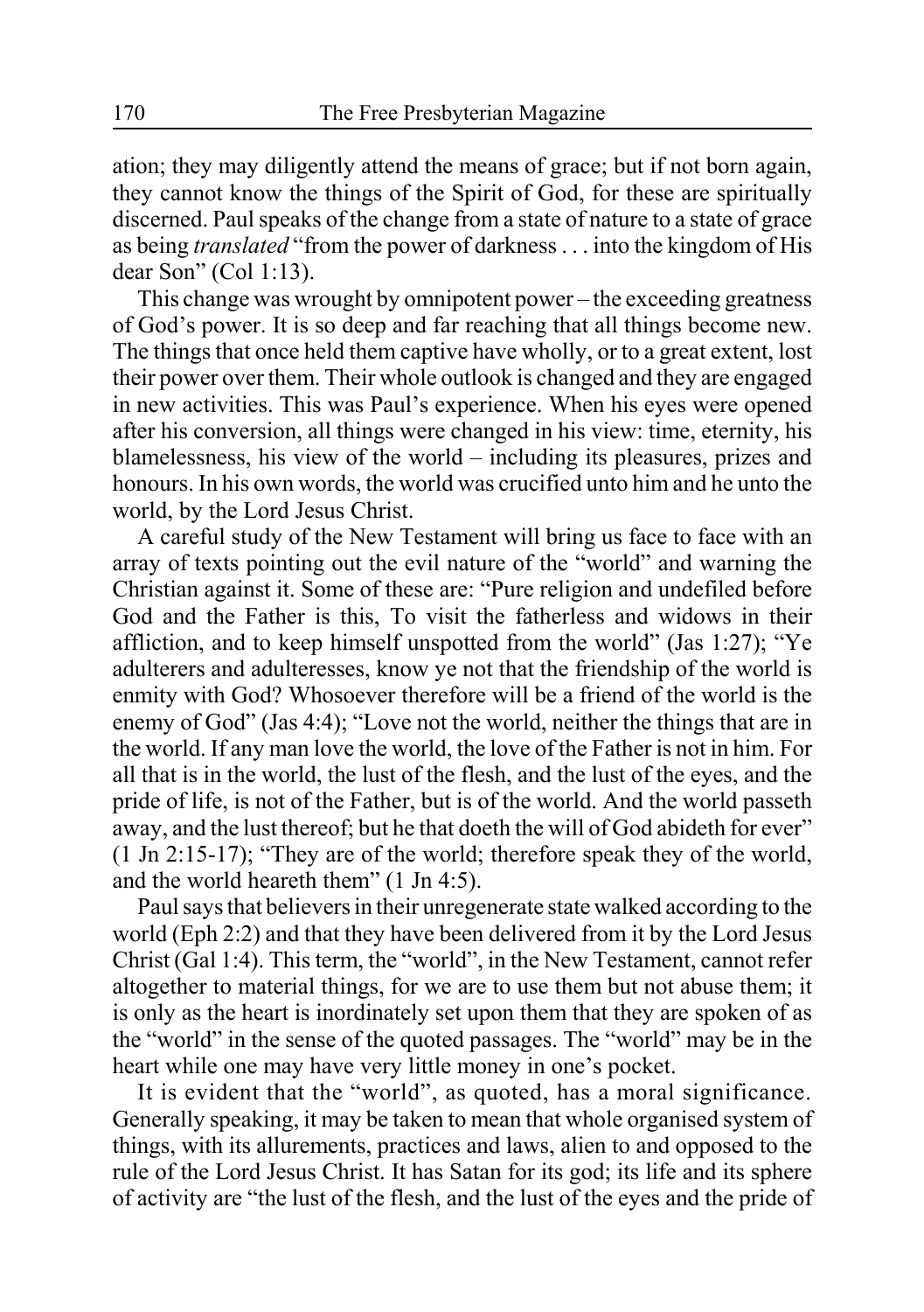ation; they may diligently attend the means of grace; but if not born again, they cannot know the things of the Spirit of God, for these are spiritually discerned. Paul speaks of the change from a state of nature to a state of grace as being *translated* "from the power of darkness . . . into the kingdom of His dear Son" (Col 1:13).

This change was wrought by omnipotent power – the exceeding greatness of God's power. It is so deep and far reaching that all things become new. The things that once held them captive have wholly, or to a great extent, lost their power over them. Their whole outlook is changed and they are engaged in new activities. This was Paul's experience. When his eyes were opened after his conversion, all things were changed in his view: time, eternity, his blamelessness, his view of the world – including its pleasures, prizes and honours. In his own words, the world was crucified unto him and he unto the world, by the Lord Jesus Christ.

A careful study of the New Testament will bring us face to face with an array of texts pointing out the evil nature of the "world" and warning the Christian against it. Some of these are: "Pure religion and undefiled before God and the Father is this, To visit the fatherless and widows in their affliction, and to keep himself unspotted from the world" (Jas 1:27); "Ye adulterers and adulteresses, know ye not that the friendship of the world is enmity with God? Whosoever therefore will be a friend of the world is the enemy of God" (Jas 4:4); "Love not the world, neither the things that are in the world. If any man love the world, the love of the Father is not in him. For all that is in the world, the lust of the flesh, and the lust of the eyes, and the pride of life, is not of the Father, but is of the world. And the world passeth away, and the lust thereof; but he that doeth the will of God abideth for ever" (1 Jn 2:15-17); "They are of the world; therefore speak they of the world, and the world heareth them" (1 Jn 4:5).

Paul says that believers in their unregenerate state walked according to the world (Eph 2:2) and that they have been delivered from it by the Lord Jesus Christ (Gal 1:4). This term, the "world", in the New Testament, cannot refer altogether to material things, for we are to use them but not abuse them; it is only as the heart is inordinately set upon them that they are spoken of as the "world" in the sense of the quoted passages. The "world" may be in the heart while one may have very little money in one's pocket.

It is evident that the "world", as quoted, has a moral significance. Generally speaking, it may be taken to mean that whole organised system of things, with its allurements, practices and laws, alien to and opposed to the rule of the Lord Jesus Christ. It has Satan for its god; its life and its sphere of activity are "the lust of the flesh, and the lust of the eyes and the pride of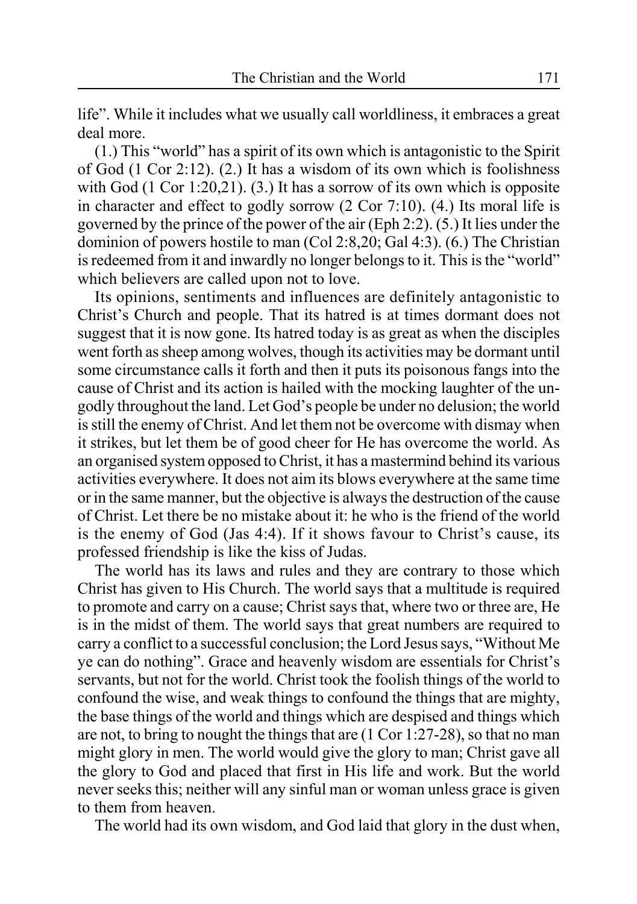life". While it includes what we usually call worldliness, it embraces a great deal more.

(1.) This "world" has a spirit of its own which is antagonistic to the Spirit of God (1 Cor 2:12). (2.) It has a wisdom of its own which is foolishness with God (1 Cor 1:20,21). (3.) It has a sorrow of its own which is opposite in character and effect to godly sorrow (2 Cor 7:10). (4.) Its moral life is governed by the prince of the power of the air (Eph 2:2). (5.) It lies under the dominion of powers hostile to man (Col 2:8,20; Gal 4:3). (6.) The Christian is redeemed from it and inwardly no longer belongs to it. This is the "world" which believers are called upon not to love.

Its opinions, sentiments and influences are definitely antagonistic to Christ's Church and people. That its hatred is at times dormant does not suggest that it is now gone. Its hatred today is as great as when the disciples went forth as sheep among wolves, though its activities may be dormant until some circumstance calls it forth and then it puts its poisonous fangs into the cause of Christ and its action is hailed with the mocking laughter of the ungodly throughout the land. Let God's people be under no delusion; the world is still the enemy of Christ. And let them not be overcome with dismay when it strikes, but let them be of good cheer for He has overcome the world. As an organised system opposed to Christ, it has a mastermind behind its various activities everywhere. It does not aim its blows everywhere at the same time or in the same manner, but the objective is always the destruction of the cause of Christ. Let there be no mistake about it: he who is the friend of the world is the enemy of God (Jas 4:4). If it shows favour to Christ's cause, its professed friendship is like the kiss of Judas.

The world has its laws and rules and they are contrary to those which Christ has given to His Church. The world says that a multitude is required to promote and carry on a cause; Christ says that, where two or three are, He is in the midst of them. The world says that great numbers are required to carry a conflict to a successful conclusion; the Lord Jesus says, "Without Me ye can do nothing". Grace and heavenly wisdom are essentials for Christ's servants, but not for the world. Christ took the foolish things of the world to confound the wise, and weak things to confound the things that are mighty, the base things of the world and things which are despised and things which are not, to bring to nought the things that are (1 Cor 1:27-28), so that no man might glory in men. The world would give the glory to man; Christ gave all the glory to God and placed that first in His life and work. But the world never seeks this; neither will any sinful man or woman unless grace is given to them from heaven.

The world had its own wisdom, and God laid that glory in the dust when,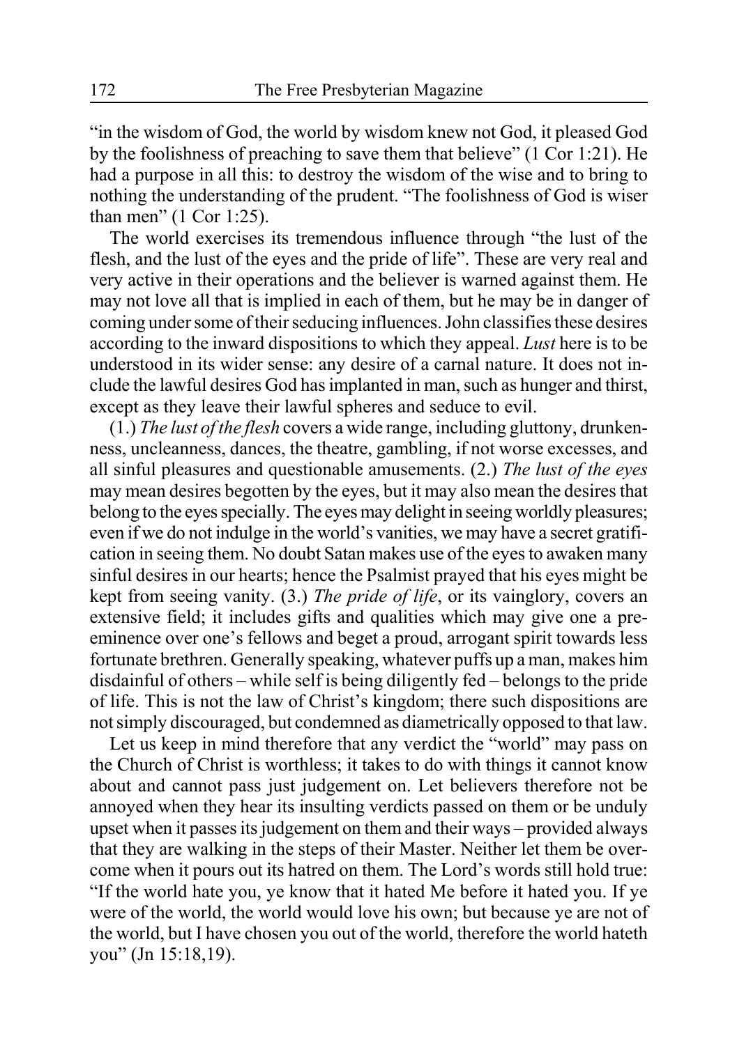"in the wisdom of God, the world by wisdom knew not God, it pleased God by the foolishness of preaching to save them that believe" (1 Cor 1:21). He had a purpose in all this: to destroy the wisdom of the wise and to bring to nothing the understanding of the prudent. "The foolishness of God is wiser than men" (1 Cor 1:25).

The world exercises its tremendous influence through "the lust of the flesh, and the lust of the eyes and the pride of life". These are very real and very active in their operations and the believer is warned against them. He may not love all that is implied in each of them, but he may be in danger of coming under some of their seducing influences. John classifies these desires according to the inward dispositions to which they appeal. *Lust* here is to be understood in its wider sense: any desire of a carnal nature. It does not include the lawful desires God has implanted in man, such as hunger and thirst, except as they leave their lawful spheres and seduce to evil.

(1.) *The lust of the flesh* covers a wide range, including gluttony, drunkenness, uncleanness, dances, the theatre, gambling, if not worse excesses, and all sinful pleasures and questionable amusements. (2.) *The lust of the eyes* may mean desires begotten by the eyes, but it may also mean the desires that belong to the eyes specially. The eyes may delight in seeing worldly pleasures; even if we do not indulge in the world's vanities, we may have a secret gratification in seeing them. No doubt Satan makes use of the eyes to awaken many sinful desires in our hearts; hence the Psalmist prayed that his eyes might be kept from seeing vanity. (3.) *The pride of life*, or its vainglory, covers an extensive field; it includes gifts and qualities which may give one a preeminence over one's fellows and beget a proud, arrogant spirit towards less fortunate brethren. Generally speaking, whatever puffs up a man, makes him disdainful of others – while self is being diligently fed – belongs to the pride of life. This is not the law of Christ's kingdom; there such dispositions are not simply discouraged, but condemned as diametrically opposed to that law.

Let us keep in mind therefore that any verdict the "world" may pass on the Church of Christ is worthless; it takes to do with things it cannot know about and cannot pass just judgement on. Let believers therefore not be annoyed when they hear its insulting verdicts passed on them or be unduly upset when it passes its judgement on them and their ways – provided always that they are walking in the steps of their Master. Neither let them be overcome when it pours out its hatred on them. The Lord's words still hold true: "If the world hate you, ye know that it hated Me before it hated you. If ye were of the world, the world would love his own; but because ye are not of the world, but I have chosen you out of the world, therefore the world hateth you" (Jn 15:18,19).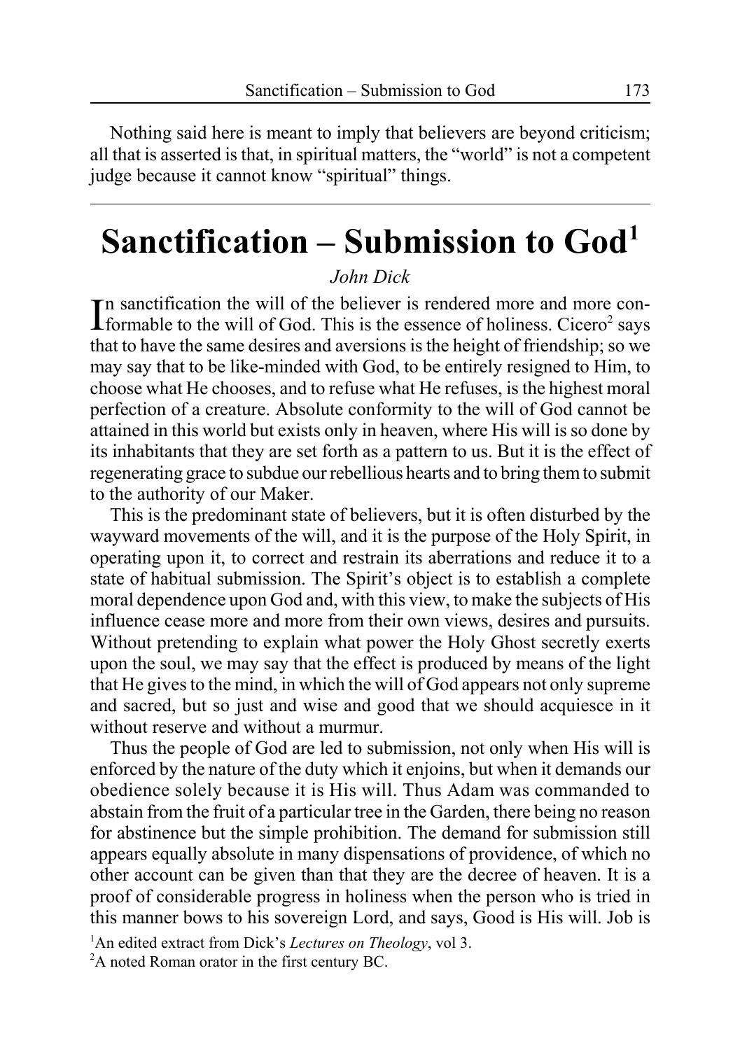Nothing said here is meant to imply that believers are beyond criticism; all that is asserted is that, in spiritual matters, the "world" is not a competent judge because it cannot know "spiritual" things.

---

# Sanctification – Submission to God[1]

*John Dick*

In sanctification the will of the believer is rendered more and more conformable to the will of God. This is the essence of holiness. Cicero[2] says that to have the same desires and aversions is the height of friendship; so we may say that to be like-minded with God, to be entirely resigned to Him, to choose what He chooses, and to refuse what He refuses, is the highest moral perfection of a creature. Absolute conformity to the will of God cannot be attained in this world but exists only in heaven, where His will is so done by its inhabitants that they are set forth as a pattern to us. But it is the effect of regenerating grace to subdue our rebellious hearts and to bring them to submit to the authority of our Maker.

This is the predominant state of believers, but it is often disturbed by the wayward movements of the will, and it is the purpose of the Holy Spirit, in operating upon it, to correct and restrain its aberrations and reduce it to a state of habitual submission. The Spirit's object is to establish a complete moral dependence upon God and, with this view, to make the subjects of His influence cease more and more from their own views, desires and pursuits. Without pretending to explain what power the Holy Ghost secretly exerts upon the soul, we may say that the effect is produced by means of the light that He gives to the mind, in which the will of God appears not only supreme and sacred, but so just and wise and good that we should acquiesce in it without reserve and without a murmur.

Thus the people of God are led to submission, not only when His will is enforced by the nature of the duty which it enjoins, but when it demands our obedience solely because it is His will. Thus Adam was commanded to abstain from the fruit of a particular tree in the Garden, there being no reason for abstinence but the simple prohibition. The demand for submission still appears equally absolute in many dispensations of providence, of which no other account can be given than that they are the decree of heaven. It is a proof of considerable progress in holiness when the person who is tried in this manner bows to his sovereign Lord, and says, Good is His will. Job is

[1]An edited extract from Dick's *Lectures on Theology*, vol 3.

[2]A noted Roman orator in the first century BC.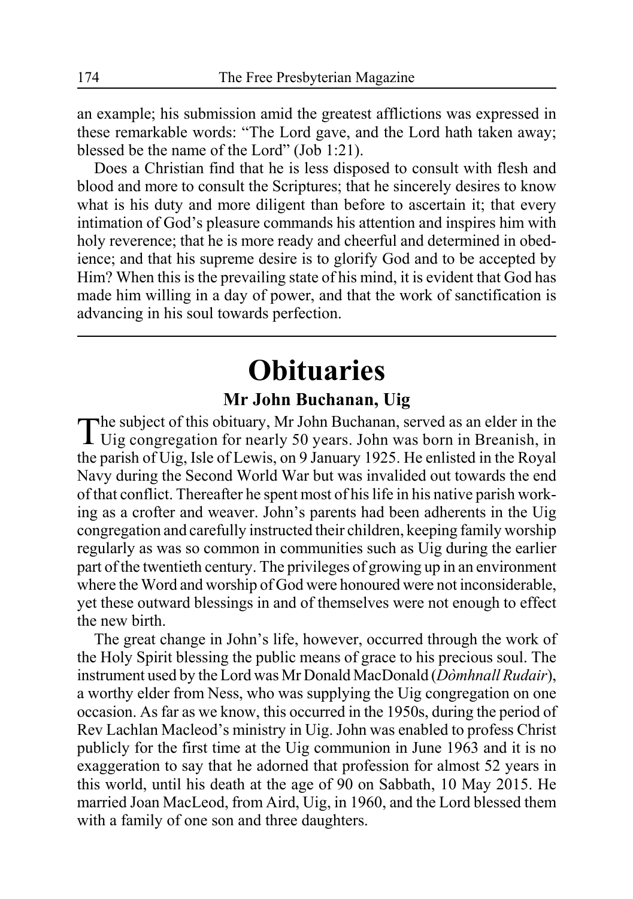an example; his submission amid the greatest afflictions was expressed in these remarkable words: "The Lord gave, and the Lord hath taken away; blessed be the name of the Lord" (Job 1:21).

Does a Christian find that he is less disposed to consult with flesh and blood and more to consult the Scriptures; that he sincerely desires to know what is his duty and more diligent than before to ascertain it; that every intimation of God's pleasure commands his attention and inspires him with holy reverence; that he is more ready and cheerful and determined in obedience; and that his supreme desire is to glorify God and to be accepted by Him? When this is the prevailing state of his mind, it is evident that God has made him willing in a day of power, and that the work of sanctification is advancing in his soul towards perfection.

---

# Obituaries

## Mr John Buchanan, Uig

The subject of this obituary, Mr John Buchanan, served as an elder in the Uig congregation for nearly 50 years. John was born in Breanish, in the parish of Uig, Isle of Lewis, on 9 January 1925. He enlisted in the Royal Navy during the Second World War but was invalided out towards the end of that conflict. Thereafter he spent most of his life in his native parish working as a crofter and weaver. John's parents had been adherents in the Uig congregation and carefully instructed their children, keeping family worship regularly as was so common in communities such as Uig during the earlier part of the twentieth century. The privileges of growing up in an environment where the Word and worship of God were honoured were not inconsiderable, yet these outward blessings in and of themselves were not enough to effect the new birth.

The great change in John's life, however, occurred through the work of the Holy Spirit blessing the public means of grace to his precious soul. The instrument used by the Lord was Mr Donald MacDonald (*Dòmhnall Rudair*), a worthy elder from Ness, who was supplying the Uig congregation on one occasion. As far as we know, this occurred in the 1950s, during the period of Rev Lachlan Macleod's ministry in Uig. John was enabled to profess Christ publicly for the first time at the Uig communion in June 1963 and it is no exaggeration to say that he adorned that profession for almost 52 years in this world, until his death at the age of 90 on Sabbath, 10 May 2015. He married Joan MacLeod, from Aird, Uig, in 1960, and the Lord blessed them with a family of one son and three daughters.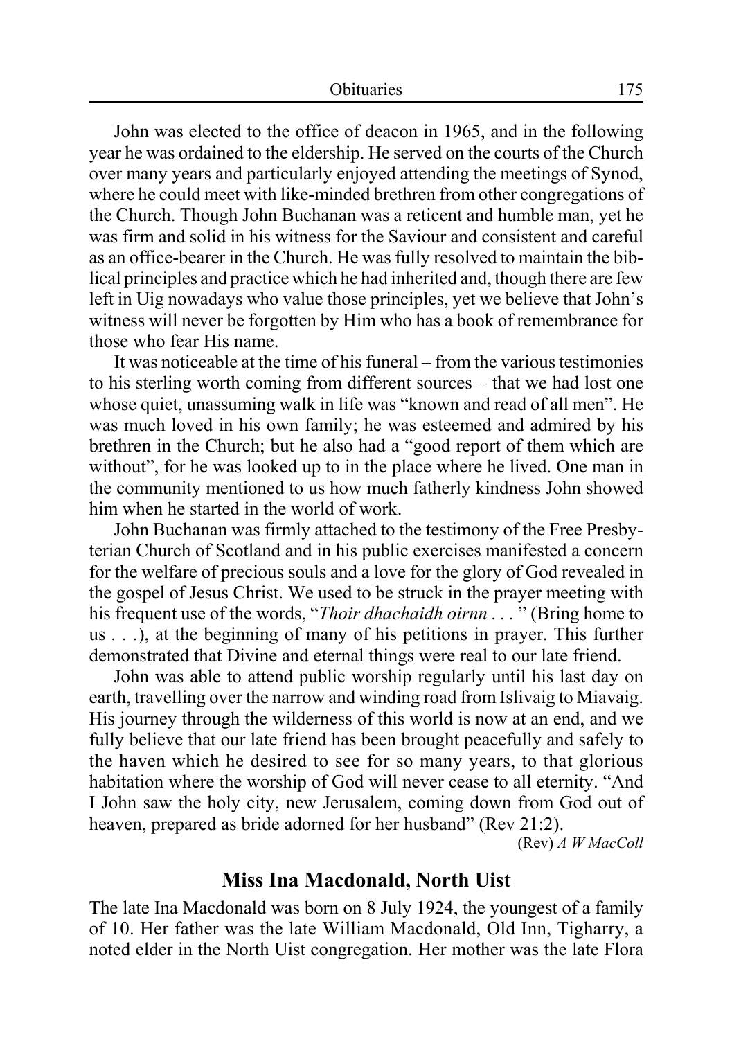John was elected to the office of deacon in 1965, and in the following year he was ordained to the eldership. He served on the courts of the Church over many years and particularly enjoyed attending the meetings of Synod, where he could meet with like-minded brethren from other congregations of the Church. Though John Buchanan was a reticent and humble man, yet he was firm and solid in his witness for the Saviour and consistent and careful as an office-bearer in the Church. He was fully resolved to maintain the biblical principles and practice which he had inherited and, though there are few left in Uig nowadays who value those principles, yet we believe that John's witness will never be forgotten by Him who has a book of remembrance for those who fear His name.

It was noticeable at the time of his funeral – from the various testimonies to his sterling worth coming from different sources – that we had lost one whose quiet, unassuming walk in life was "known and read of all men". He was much loved in his own family; he was esteemed and admired by his brethren in the Church; but he also had a "good report of them which are without", for he was looked up to in the place where he lived. One man in the community mentioned to us how much fatherly kindness John showed him when he started in the world of work.

John Buchanan was firmly attached to the testimony of the Free Presbyterian Church of Scotland and in his public exercises manifested a concern for the welfare of precious souls and a love for the glory of God revealed in the gospel of Jesus Christ. We used to be struck in the prayer meeting with his frequent use of the words, "*Thoir dhachaidh oirnn . . .* " (Bring home to us . . .), at the beginning of many of his petitions in prayer. This further demonstrated that Divine and eternal things were real to our late friend.

John was able to attend public worship regularly until his last day on earth, travelling over the narrow and winding road from Islivaig to Miavaig. His journey through the wilderness of this world is now at an end, and we fully believe that our late friend has been brought peacefully and safely to the haven which he desired to see for so many years, to that glorious habitation where the worship of God will never cease to all eternity. "And I John saw the holy city, new Jerusalem, coming down from God out of heaven, prepared as bride adorned for her husband" (Rev 21:2).

(Rev) *A W MacColl*

## Miss Ina Macdonald, North Uist

The late Ina Macdonald was born on 8 July 1924, the youngest of a family of 10. Her father was the late William Macdonald, Old Inn, Tigharry, a noted elder in the North Uist congregation. Her mother was the late Flora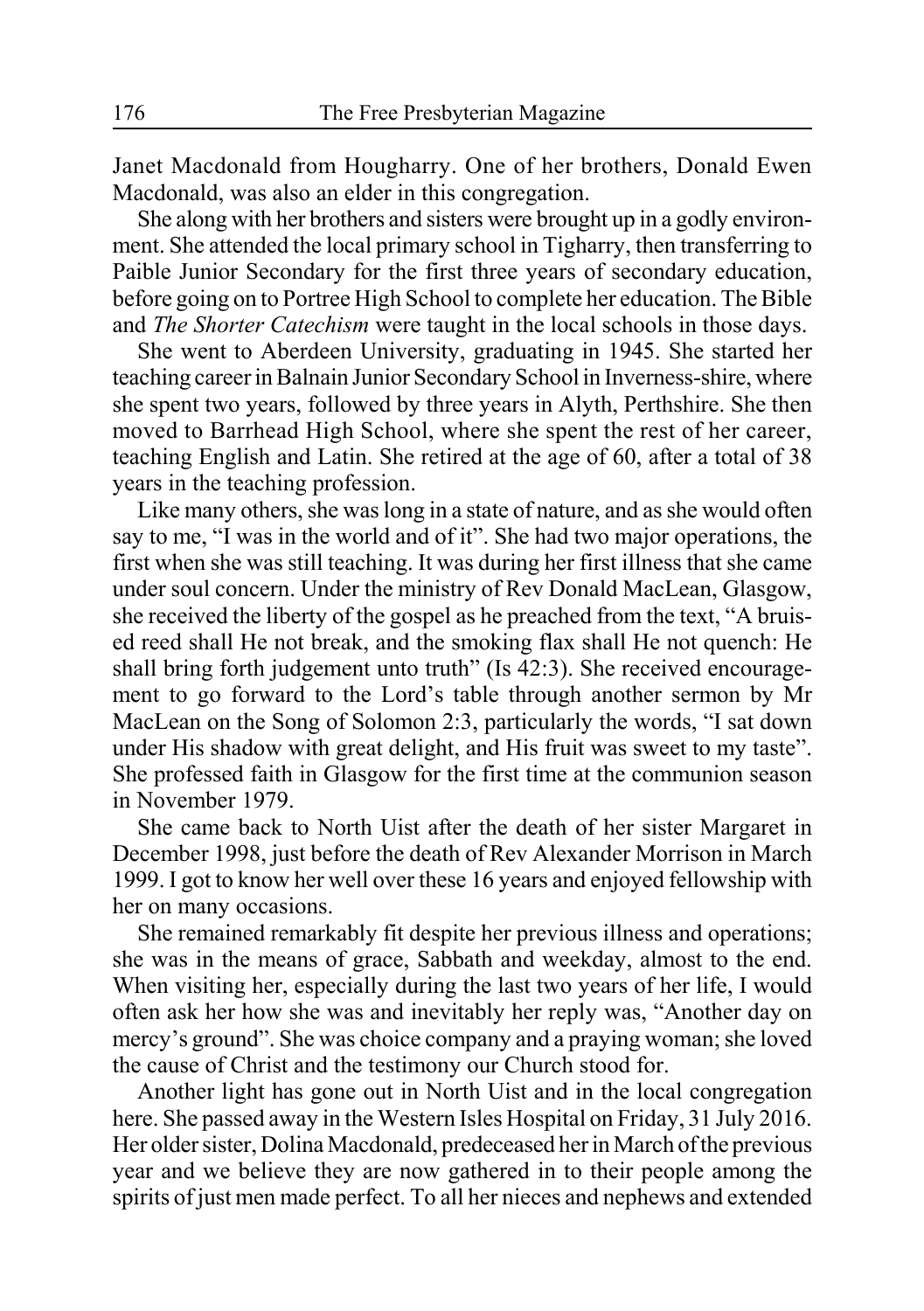Janet Macdonald from Hougharry. One of her brothers, Donald Ewen Macdonald, was also an elder in this congregation.

She along with her brothers and sisters were brought up in a godly environment. She attended the local primary school in Tigharry, then transferring to Paible Junior Secondary for the first three years of secondary education, before going on to Portree High School to complete her education. The Bible and *The Shorter Catechism* were taught in the local schools in those days.

She went to Aberdeen University, graduating in 1945. She started her teaching career in Balnain Junior Secondary School in Inverness-shire, where she spent two years, followed by three years in Alyth, Perthshire. She then moved to Barrhead High School, where she spent the rest of her career, teaching English and Latin. She retired at the age of 60, after a total of 38 years in the teaching profession.

Like many others, she was long in a state of nature, and as she would often say to me, "I was in the world and of it". She had two major operations, the first when she was still teaching. It was during her first illness that she came under soul concern. Under the ministry of Rev Donald MacLean, Glasgow, she received the liberty of the gospel as he preached from the text, "A bruised reed shall He not break, and the smoking flax shall He not quench: He shall bring forth judgement unto truth" (Is 42:3). She received encouragement to go forward to the Lord's table through another sermon by Mr MacLean on the Song of Solomon 2:3, particularly the words, "I sat down under His shadow with great delight, and His fruit was sweet to my taste". She professed faith in Glasgow for the first time at the communion season in November 1979.

She came back to North Uist after the death of her sister Margaret in December 1998, just before the death of Rev Alexander Morrison in March 1999. I got to know her well over these 16 years and enjoyed fellowship with her on many occasions.

She remained remarkably fit despite her previous illness and operations; she was in the means of grace, Sabbath and weekday, almost to the end. When visiting her, especially during the last two years of her life, I would often ask her how she was and inevitably her reply was, "Another day on mercy's ground". She was choice company and a praying woman; she loved the cause of Christ and the testimony our Church stood for.

Another light has gone out in North Uist and in the local congregation here. She passed away in the Western Isles Hospital on Friday, 31 July 2016. Her older sister, Dolina Macdonald, predeceased her in March of the previous year and we believe they are now gathered in to their people among the spirits of just men made perfect. To all her nieces and nephews and extended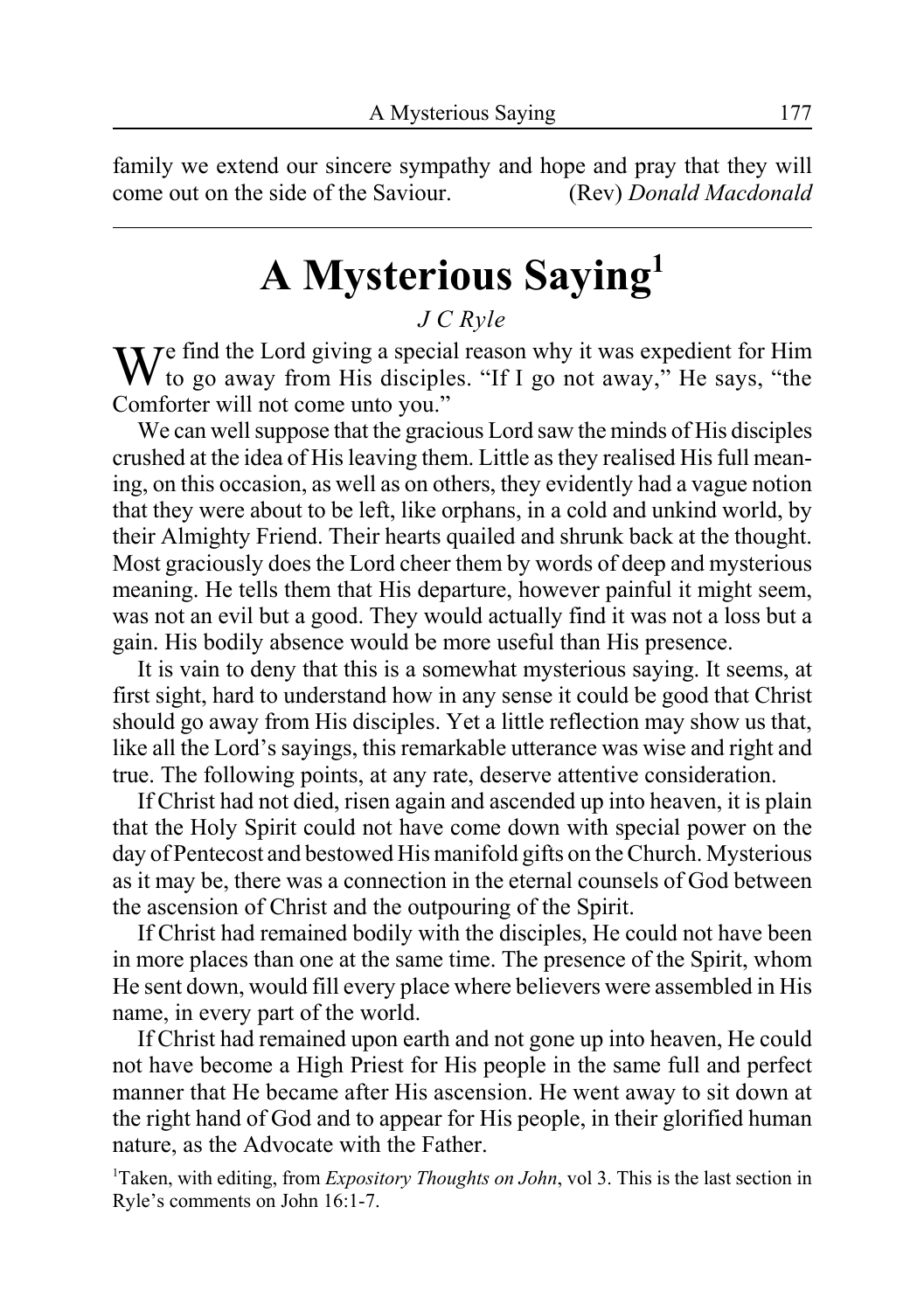family we extend our sincere sympathy and hope and pray that they will come out on the side of the Saviour. (Rev) *Donald Macdonald*

---

# A Mysterious Saying[1]

*J C Ryle*

We find the Lord giving a special reason why it was expedient for Him to go away from His disciples. "If I go not away," He says, "the Comforter will not come unto you."

We can well suppose that the gracious Lord saw the minds of His disciples crushed at the idea of His leaving them. Little as they realised His full meaning, on this occasion, as well as on others, they evidently had a vague notion that they were about to be left, like orphans, in a cold and unkind world, by their Almighty Friend. Their hearts quailed and shrunk back at the thought. Most graciously does the Lord cheer them by words of deep and mysterious meaning. He tells them that His departure, however painful it might seem, was not an evil but a good. They would actually find it was not a loss but a gain. His bodily absence would be more useful than His presence.

It is vain to deny that this is a somewhat mysterious saying. It seems, at first sight, hard to understand how in any sense it could be good that Christ should go away from His disciples. Yet a little reflection may show us that, like all the Lord's sayings, this remarkable utterance was wise and right and true. The following points, at any rate, deserve attentive consideration.

If Christ had not died, risen again and ascended up into heaven, it is plain that the Holy Spirit could not have come down with special power on the day of Pentecost and bestowed His manifold gifts on the Church. Mysterious as it may be, there was a connection in the eternal counsels of God between the ascension of Christ and the outpouring of the Spirit.

If Christ had remained bodily with the disciples, He could not have been in more places than one at the same time. The presence of the Spirit, whom He sent down, would fill every place where believers were assembled in His name, in every part of the world.

If Christ had remained upon earth and not gone up into heaven, He could not have become a High Priest for His people in the same full and perfect manner that He became after His ascension. He went away to sit down at the right hand of God and to appear for His people, in their glorified human nature, as the Advocate with the Father.

[1]Taken, with editing, from *Expository Thoughts on John*, vol 3. This is the last section in Ryle's comments on John 16:1-7.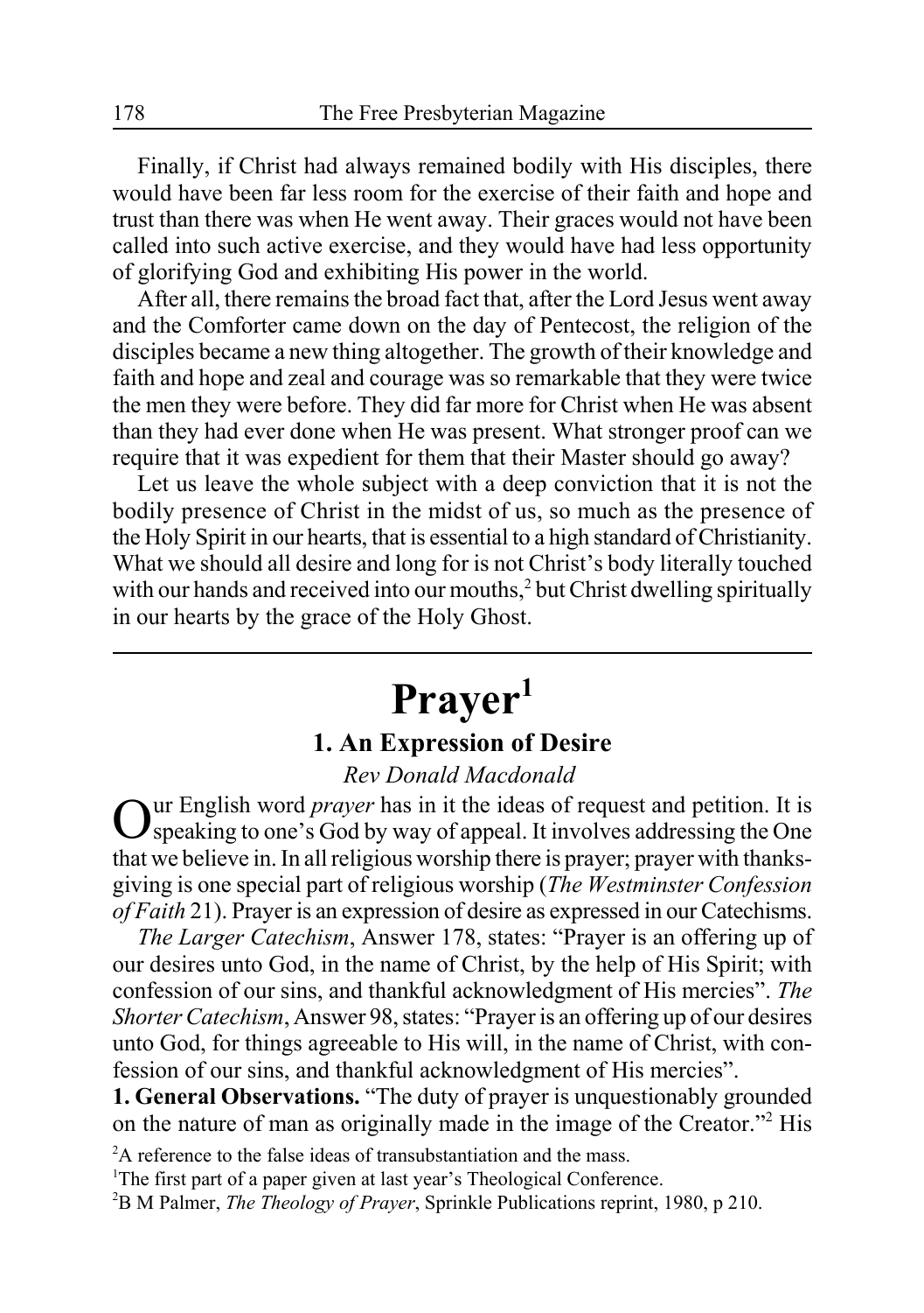Finally, if Christ had always remained bodily with His disciples, there would have been far less room for the exercise of their faith and hope and trust than there was when He went away. Their graces would not have been called into such active exercise, and they would have had less opportunity of glorifying God and exhibiting His power in the world.

After all, there remains the broad fact that, after the Lord Jesus went away and the Comforter came down on the day of Pentecost, the religion of the disciples became a new thing altogether. The growth of their knowledge and faith and hope and zeal and courage was so remarkable that they were twice the men they were before. They did far more for Christ when He was absent than they had ever done when He was present. What stronger proof can we require that it was expedient for them that their Master should go away?

Let us leave the whole subject with a deep conviction that it is not the bodily presence of Christ in the midst of us, so much as the presence of the Holy Spirit in our hearts, that is essential to a high standard of Christianity. What we should all desire and long for is not Christ's body literally touched with our hands and received into our mouths,[2] but Christ dwelling spiritually in our hearts by the grace of the Holy Ghost.

---

# Prayer[1]

## 1. An Expression of Desire

*Rev Donald Macdonald*

Our English word *prayer* has in it the ideas of request and petition. It is speaking to one's God by way of appeal. It involves addressing the One that we believe in. In all religious worship there is prayer; prayer with thanksgiving is one special part of religious worship (*The Westminster Confession of Faith* 21). Prayer is an expression of desire as expressed in our Catechisms.

*The Larger Catechism*, Answer 178, states: "Prayer is an offering up of our desires unto God, in the name of Christ, by the help of His Spirit; with confession of our sins, and thankful acknowledgment of His mercies". *The Shorter Catechism*, Answer 98, states: "Prayer is an offering up of our desires unto God, for things agreeable to His will, in the name of Christ, with confession of our sins, and thankful acknowledgment of His mercies".

**1. General Observations.** "The duty of prayer is unquestionably grounded on the nature of man as originally made in the image of the Creator."[2] His

[2]A reference to the false ideas of transubstantiation and the mass.

[1]The first part of a paper given at last year's Theological Conference.

[2]B M Palmer, *The Theology of Prayer*, Sprinkle Publications reprint, 1980, p 210.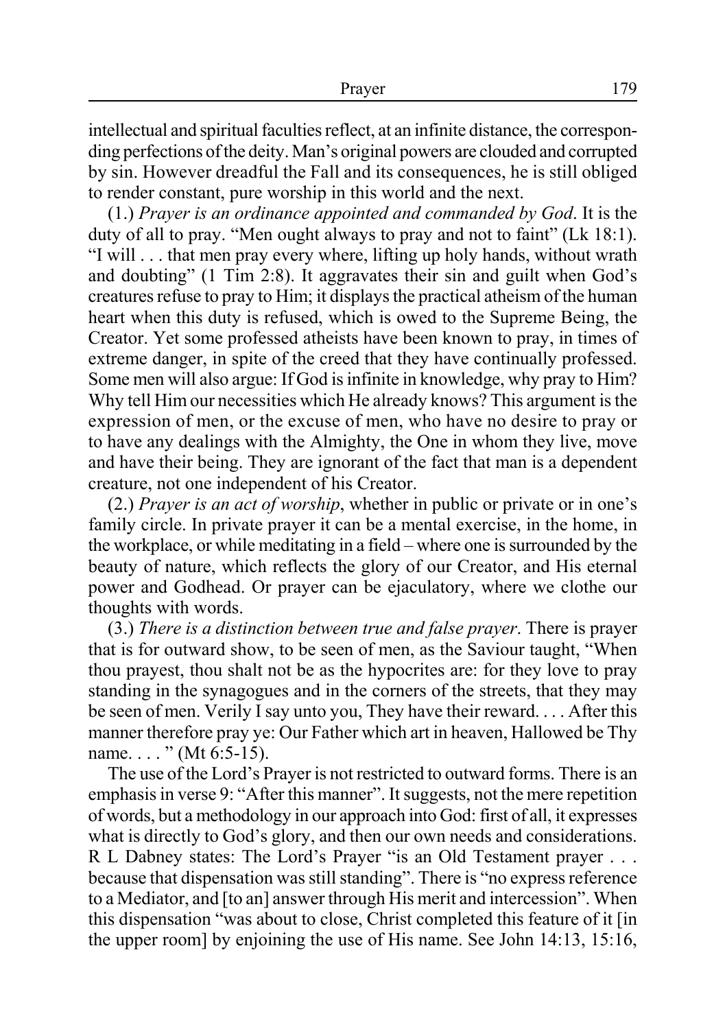intellectual and spiritual faculties reflect, at an infinite distance, the corresponding perfections of the deity. Man's original powers are clouded and corrupted by sin. However dreadful the Fall and its consequences, he is still obliged to render constant, pure worship in this world and the next.

(1.) *Prayer is an ordinance appointed and commanded by God*. It is the duty of all to pray. "Men ought always to pray and not to faint" (Lk 18:1). "I will . . . that men pray every where, lifting up holy hands, without wrath and doubting" (1 Tim 2:8). It aggravates their sin and guilt when God's creatures refuse to pray to Him; it displays the practical atheism of the human heart when this duty is refused, which is owed to the Supreme Being, the Creator. Yet some professed atheists have been known to pray, in times of extreme danger, in spite of the creed that they have continually professed. Some men will also argue: If God is infinite in knowledge, why pray to Him? Why tell Him our necessities which He already knows? This argument is the expression of men, or the excuse of men, who have no desire to pray or to have any dealings with the Almighty, the One in whom they live, move and have their being. They are ignorant of the fact that man is a dependent creature, not one independent of his Creator.

(2.) *Prayer is an act of worship*, whether in public or private or in one's family circle. In private prayer it can be a mental exercise, in the home, in the workplace, or while meditating in a field – where one is surrounded by the beauty of nature, which reflects the glory of our Creator, and His eternal power and Godhead. Or prayer can be ejaculatory, where we clothe our thoughts with words.

(3.) *There is a distinction between true and false prayer*. There is prayer that is for outward show, to be seen of men, as the Saviour taught, "When thou prayest, thou shalt not be as the hypocrites are: for they love to pray standing in the synagogues and in the corners of the streets, that they may be seen of men. Verily I say unto you, They have their reward. . . . After this manner therefore pray ye: Our Father which art in heaven, Hallowed be Thy name. . . . " (Mt 6:5-15).

The use of the Lord's Prayer is not restricted to outward forms. There is an emphasis in verse 9: "After this manner". It suggests, not the mere repetition of words, but a methodology in our approach into God: first of all, it expresses what is directly to God's glory, and then our own needs and considerations. R L Dabney states: The Lord's Prayer "is an Old Testament prayer . . . because that dispensation was still standing". There is "no express reference to a Mediator, and [to an] answer through His merit and intercession". When this dispensation "was about to close, Christ completed this feature of it [in the upper room] by enjoining the use of His name. See John 14:13, 15:16,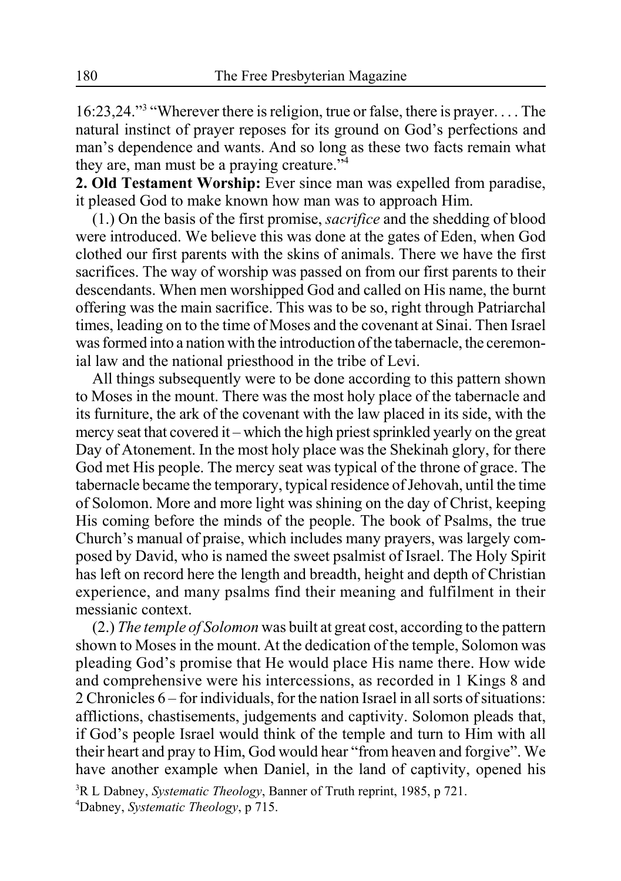16:23,24."[3] "Wherever there is religion, true or false, there is prayer. . . . The natural instinct of prayer reposes for its ground on God's perfections and man's dependence and wants. And so long as these two facts remain what they are, man must be a praying creature."[4]

**2. Old Testament Worship:** Ever since man was expelled from paradise, it pleased God to make known how man was to approach Him.

(1.) On the basis of the first promise, *sacrifice* and the shedding of blood were introduced. We believe this was done at the gates of Eden, when God clothed our first parents with the skins of animals. There we have the first sacrifices. The way of worship was passed on from our first parents to their descendants. When men worshipped God and called on His name, the burnt offering was the main sacrifice. This was to be so, right through Patriarchal times, leading on to the time of Moses and the covenant at Sinai. Then Israel was formed into a nation with the introduction of the tabernacle, the ceremonial law and the national priesthood in the tribe of Levi.

All things subsequently were to be done according to this pattern shown to Moses in the mount. There was the most holy place of the tabernacle and its furniture, the ark of the covenant with the law placed in its side, with the mercy seat that covered it – which the high priest sprinkled yearly on the great Day of Atonement. In the most holy place was the Shekinah glory, for there God met His people. The mercy seat was typical of the throne of grace. The tabernacle became the temporary, typical residence of Jehovah, until the time of Solomon. More and more light was shining on the day of Christ, keeping His coming before the minds of the people. The book of Psalms, the true Church's manual of praise, which includes many prayers, was largely composed by David, who is named the sweet psalmist of Israel. The Holy Spirit has left on record here the length and breadth, height and depth of Christian experience, and many psalms find their meaning and fulfilment in their messianic context.

(2.) *The temple of Solomon* was built at great cost, according to the pattern shown to Moses in the mount. At the dedication of the temple, Solomon was pleading God's promise that He would place His name there. How wide and comprehensive were his intercessions, as recorded in 1 Kings 8 and 2 Chronicles 6 – for individuals, for the nation Israel in all sorts of situations: afflictions, chastisements, judgements and captivity. Solomon pleads that, if God's people Israel would think of the temple and turn to Him with all their heart and pray to Him, God would hear "from heaven and forgive". We have another example when Daniel, in the land of captivity, opened his

[3] R L Dabney, *Systematic Theology*, Banner of Truth reprint, 1985, p 721.

[4] Dabney, *Systematic Theology*, p 715.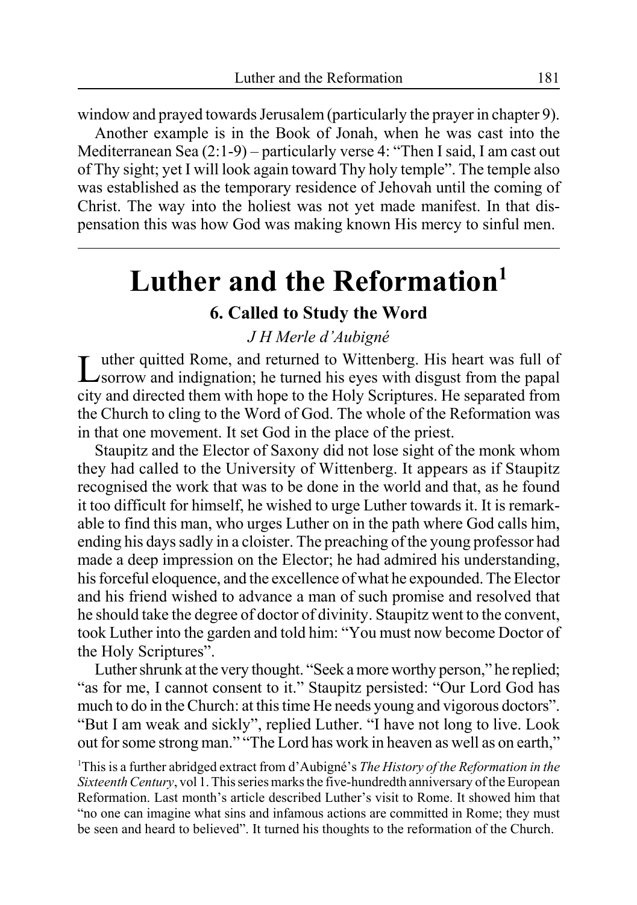window and prayed towards Jerusalem (particularly the prayer in chapter 9).

Another example is in the Book of Jonah, when he was cast into the Mediterranean Sea (2:1-9) – particularly verse 4: "Then I said, I am cast out of Thy sight; yet I will look again toward Thy holy temple". The temple also was established as the temporary residence of Jehovah until the coming of Christ. The way into the holiest was not yet made manifest. In that dispensation this was how God was making known His mercy to sinful men.

---

# Luther and the Reformation[1]

## 6. Called to Study the Word

*J H Merle d'Aubigné*

Luther quitted Rome, and returned to Wittenberg. His heart was full of sorrow and indignation; he turned his eyes with disgust from the papal city and directed them with hope to the Holy Scriptures. He separated from the Church to cling to the Word of God. The whole of the Reformation was in that one movement. It set God in the place of the priest.

Staupitz and the Elector of Saxony did not lose sight of the monk whom they had called to the University of Wittenberg. It appears as if Staupitz recognised the work that was to be done in the world and that, as he found it too difficult for himself, he wished to urge Luther towards it. It is remarkable to find this man, who urges Luther on in the path where God calls him, ending his days sadly in a cloister. The preaching of the young professor had made a deep impression on the Elector; he had admired his understanding, his forceful eloquence, and the excellence of what he expounded. The Elector and his friend wished to advance a man of such promise and resolved that he should take the degree of doctor of divinity. Staupitz went to the convent, took Luther into the garden and told him: "You must now become Doctor of the Holy Scriptures".

Luther shrunk at the very thought. "Seek a more worthy person," he replied; "as for me, I cannot consent to it." Staupitz persisted: "Our Lord God has much to do in the Church: at this time He needs young and vigorous doctors". "But I am weak and sickly", replied Luther. "I have not long to live. Look out for some strong man." "The Lord has work in heaven as well as on earth,"

[1]This is a further abridged extract from d'Aubigné's *The History of the Reformation in the Sixteenth Century*, vol 1. This series marks the five-hundredth anniversary of the European Reformation. Last month's article described Luther's visit to Rome. It showed him that "no one can imagine what sins and infamous actions are committed in Rome; they must be seen and heard to believed". It turned his thoughts to the reformation of the Church.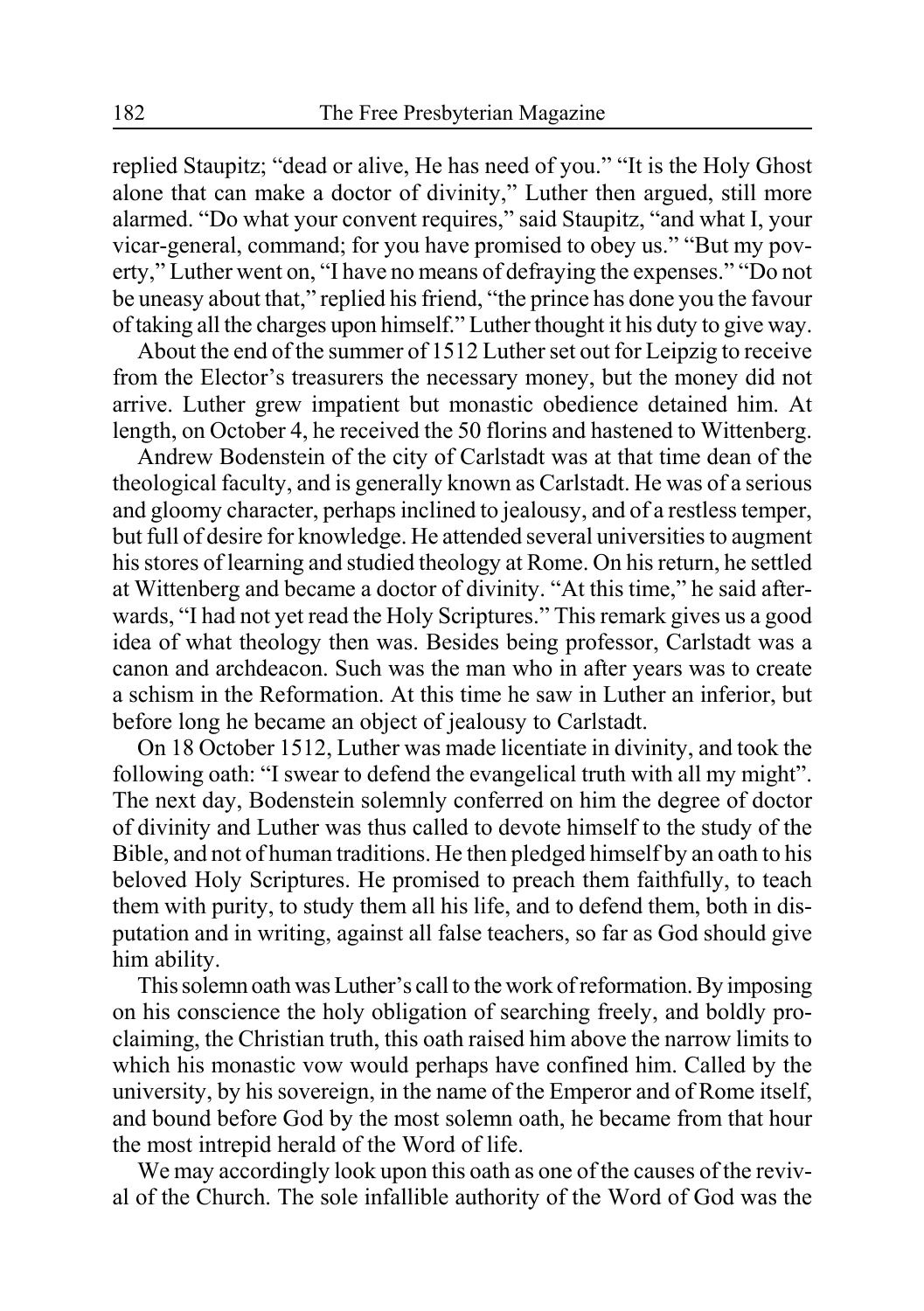replied Staupitz; "dead or alive, He has need of you." "It is the Holy Ghost alone that can make a doctor of divinity," Luther then argued, still more alarmed. "Do what your convent requires," said Staupitz, "and what I, your vicar-general, command; for you have promised to obey us." "But my poverty," Luther went on, "I have no means of defraying the expenses." "Do not be uneasy about that," replied his friend, "the prince has done you the favour of taking all the charges upon himself." Luther thought it his duty to give way.

About the end of the summer of 1512 Luther set out for Leipzig to receive from the Elector's treasurers the necessary money, but the money did not arrive. Luther grew impatient but monastic obedience detained him. At length, on October 4, he received the 50 florins and hastened to Wittenberg.

Andrew Bodenstein of the city of Carlstadt was at that time dean of the theological faculty, and is generally known as Carlstadt. He was of a serious and gloomy character, perhaps inclined to jealousy, and of a restless temper, but full of desire for knowledge. He attended several universities to augment his stores of learning and studied theology at Rome. On his return, he settled at Wittenberg and became a doctor of divinity. "At this time," he said afterwards, "I had not yet read the Holy Scriptures." This remark gives us a good idea of what theology then was. Besides being professor, Carlstadt was a canon and archdeacon. Such was the man who in after years was to create a schism in the Reformation. At this time he saw in Luther an inferior, but before long he became an object of jealousy to Carlstadt.

On 18 October 1512, Luther was made licentiate in divinity, and took the following oath: "I swear to defend the evangelical truth with all my might". The next day, Bodenstein solemnly conferred on him the degree of doctor of divinity and Luther was thus called to devote himself to the study of the Bible, and not of human traditions. He then pledged himself by an oath to his beloved Holy Scriptures. He promised to preach them faithfully, to teach them with purity, to study them all his life, and to defend them, both in disputation and in writing, against all false teachers, so far as God should give him ability.

This solemn oath was Luther's call to the work of reformation. By imposing on his conscience the holy obligation of searching freely, and boldly proclaiming, the Christian truth, this oath raised him above the narrow limits to which his monastic vow would perhaps have confined him. Called by the university, by his sovereign, in the name of the Emperor and of Rome itself, and bound before God by the most solemn oath, he became from that hour the most intrepid herald of the Word of life.

We may accordingly look upon this oath as one of the causes of the revival of the Church. The sole infallible authority of the Word of God was the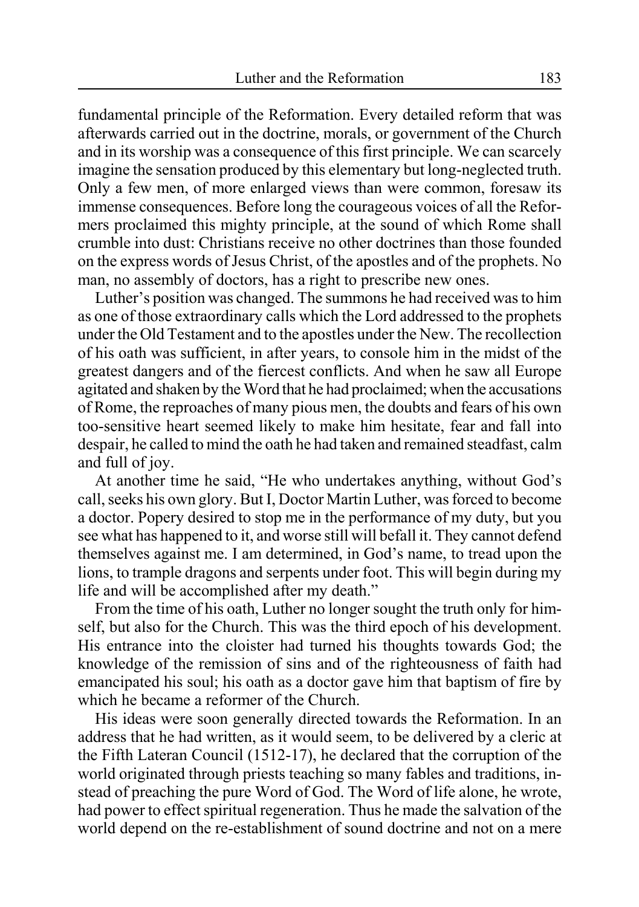fundamental principle of the Reformation. Every detailed reform that was afterwards carried out in the doctrine, morals, or government of the Church and in its worship was a consequence of this first principle. We can scarcely imagine the sensation produced by this elementary but long-neglected truth. Only a few men, of more enlarged views than were common, foresaw its immense consequences. Before long the courageous voices of all the Reformers proclaimed this mighty principle, at the sound of which Rome shall crumble into dust: Christians receive no other doctrines than those founded on the express words of Jesus Christ, of the apostles and of the prophets. No man, no assembly of doctors, has a right to prescribe new ones.

Luther's position was changed. The summons he had received was to him as one of those extraordinary calls which the Lord addressed to the prophets under the Old Testament and to the apostles under the New. The recollection of his oath was sufficient, in after years, to console him in the midst of the greatest dangers and of the fiercest conflicts. And when he saw all Europe agitated and shaken by the Word that he had proclaimed; when the accusations of Rome, the reproaches of many pious men, the doubts and fears of his own too-sensitive heart seemed likely to make him hesitate, fear and fall into despair, he called to mind the oath he had taken and remained steadfast, calm and full of joy.

At another time he said, "He who undertakes anything, without God's call, seeks his own glory. But I, Doctor Martin Luther, was forced to become a doctor. Popery desired to stop me in the performance of my duty, but you see what has happened to it, and worse still will befall it. They cannot defend themselves against me. I am determined, in God's name, to tread upon the lions, to trample dragons and serpents under foot. This will begin during my life and will be accomplished after my death."

From the time of his oath, Luther no longer sought the truth only for himself, but also for the Church. This was the third epoch of his development. His entrance into the cloister had turned his thoughts towards God; the knowledge of the remission of sins and of the righteousness of faith had emancipated his soul; his oath as a doctor gave him that baptism of fire by which he became a reformer of the Church.

His ideas were soon generally directed towards the Reformation. In an address that he had written, as it would seem, to be delivered by a cleric at the Fifth Lateran Council (1512-17), he declared that the corruption of the world originated through priests teaching so many fables and traditions, instead of preaching the pure Word of God. The Word of life alone, he wrote, had power to effect spiritual regeneration. Thus he made the salvation of the world depend on the re-establishment of sound doctrine and not on a mere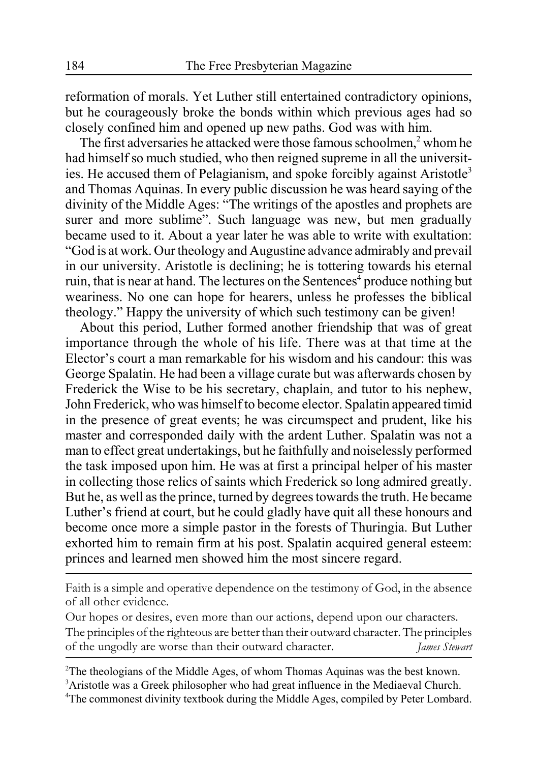reformation of morals. Yet Luther still entertained contradictory opinions, but he courageously broke the bonds within which previous ages had so closely confined him and opened up new paths. God was with him.

The first adversaries he attacked were those famous schoolmen,[2] whom he had himself so much studied, who then reigned supreme in all the universities. He accused them of Pelagianism, and spoke forcibly against Aristotle[3] and Thomas Aquinas. In every public discussion he was heard saying of the divinity of the Middle Ages: "The writings of the apostles and prophets are surer and more sublime". Such language was new, but men gradually became used to it. About a year later he was able to write with exultation: "God is at work. Our theology and Augustine advance admirably and prevail in our university. Aristotle is declining; he is tottering towards his eternal ruin, that is near at hand. The lectures on the Sentences[4] produce nothing but weariness. No one can hope for hearers, unless he professes the biblical theology." Happy the university of which such testimony can be given!

About this period, Luther formed another friendship that was of great importance through the whole of his life. There was at that time at the Elector's court a man remarkable for his wisdom and his candour: this was George Spalatin. He had been a village curate but was afterwards chosen by Frederick the Wise to be his secretary, chaplain, and tutor to his nephew, John Frederick, who was himself to become elector. Spalatin appeared timid in the presence of great events; he was circumspect and prudent, like his master and corresponded daily with the ardent Luther. Spalatin was not a man to effect great undertakings, but he faithfully and noiselessly performed the task imposed upon him. He was at first a principal helper of his master in collecting those relics of saints which Frederick so long admired greatly. But he, as well as the prince, turned by degrees towards the truth. He became Luther's friend at court, but he could gladly have quit all these honours and become once more a simple pastor in the forests of Thuringia. But Luther exhorted him to remain firm at his post. Spalatin acquired general esteem: princes and learned men showed him the most sincere regard.

---

Faith is a simple and operative dependence on the testimony of God, in the absence of all other evidence.

Our hopes or desires, even more than our actions, depend upon our characters.

The principles of the righteous are better than their outward character. The principles of the ungodly are worse than their outward character. *James Stewart*

---

[2]The theologians of the Middle Ages, of whom Thomas Aquinas was the best known.

[3]Aristotle was a Greek philosopher who had great influence in the Mediaeval Church.

[4]The commonest divinity textbook during the Middle Ages, compiled by Peter Lombard.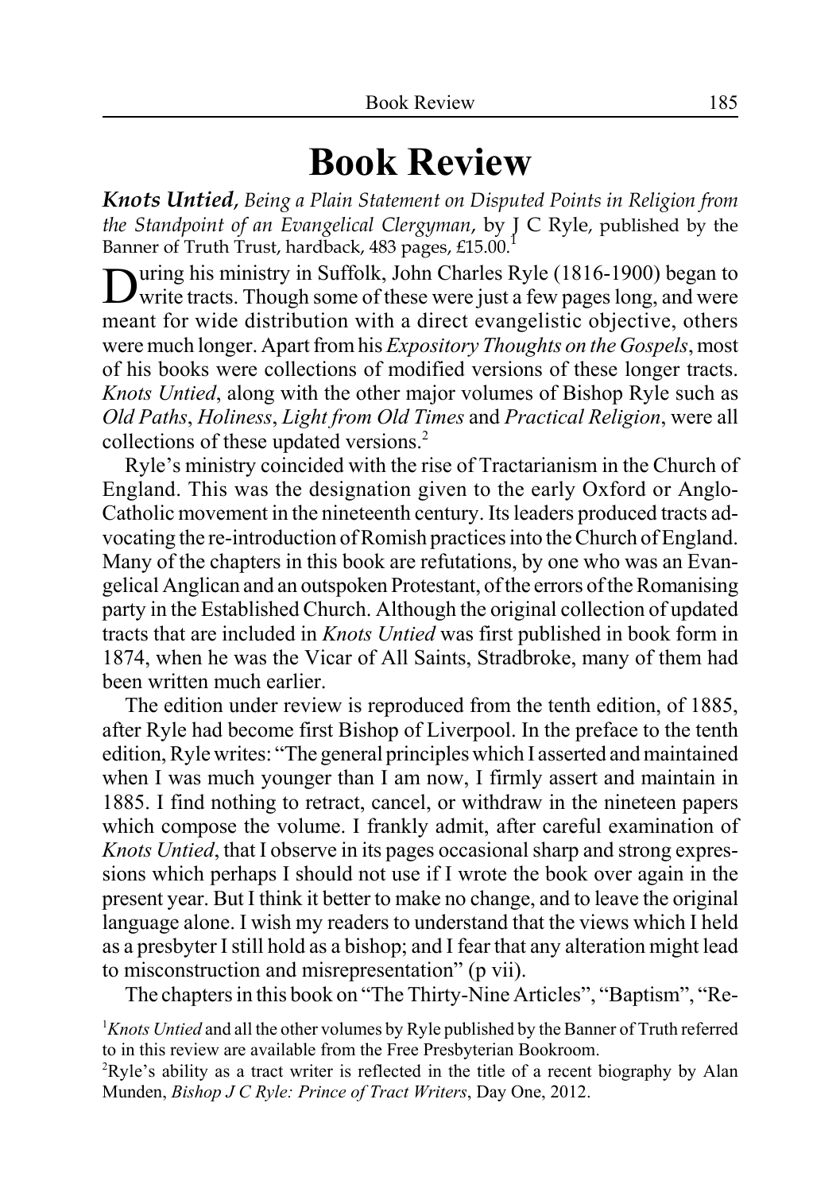# Book Review

***Knots Untied**, Being a Plain Statement on Disputed Points in Religion from the Standpoint of an Evangelical Clergyman*, by J C Ryle, published by the Banner of Truth Trust, hardback, 483 pages, £15.00.[1]

During his ministry in Suffolk, John Charles Ryle (1816-1900) began to write tracts. Though some of these were just a few pages long, and were meant for wide distribution with a direct evangelistic objective, others were much longer. Apart from his *Expository Thoughts on the Gospels*, most of his books were collections of modified versions of these longer tracts. *Knots Untied*, along with the other major volumes of Bishop Ryle such as *Old Paths*, *Holiness*, *Light from Old Times* and *Practical Religion*, were all collections of these updated versions.[2]

Ryle's ministry coincided with the rise of Tractarianism in the Church of England. This was the designation given to the early Oxford or Anglo-Catholic movement in the nineteenth century. Its leaders produced tracts advocating the re-introduction of Romish practices into the Church of England. Many of the chapters in this book are refutations, by one who was an Evangelical Anglican and an outspoken Protestant, of the errors of the Romanising party in the Established Church. Although the original collection of updated tracts that are included in *Knots Untied* was first published in book form in 1874, when he was the Vicar of All Saints, Stradbroke, many of them had been written much earlier.

The edition under review is reproduced from the tenth edition, of 1885, after Ryle had become first Bishop of Liverpool. In the preface to the tenth edition, Ryle writes: "The general principles which I asserted and maintained when I was much younger than I am now, I firmly assert and maintain in 1885. I find nothing to retract, cancel, or withdraw in the nineteen papers which compose the volume. I frankly admit, after careful examination of *Knots Untied*, that I observe in its pages occasional sharp and strong expressions which perhaps I should not use if I wrote the book over again in the present year. But I think it better to make no change, and to leave the original language alone. I wish my readers to understand that the views which I held as a presbyter I still hold as a bishop; and I fear that any alteration might lead to misconstruction and misrepresentation" (p vii).

The chapters in this book on "The Thirty-Nine Articles", "Baptism", "Re-

[1] *Knots Untied* and all the other volumes by Ryle published by the Banner of Truth referred to in this review are available from the Free Presbyterian Bookroom.

[2] Ryle's ability as a tract writer is reflected in the title of a recent biography by Alan Munden, *Bishop J C Ryle: Prince of Tract Writers*, Day One, 2012.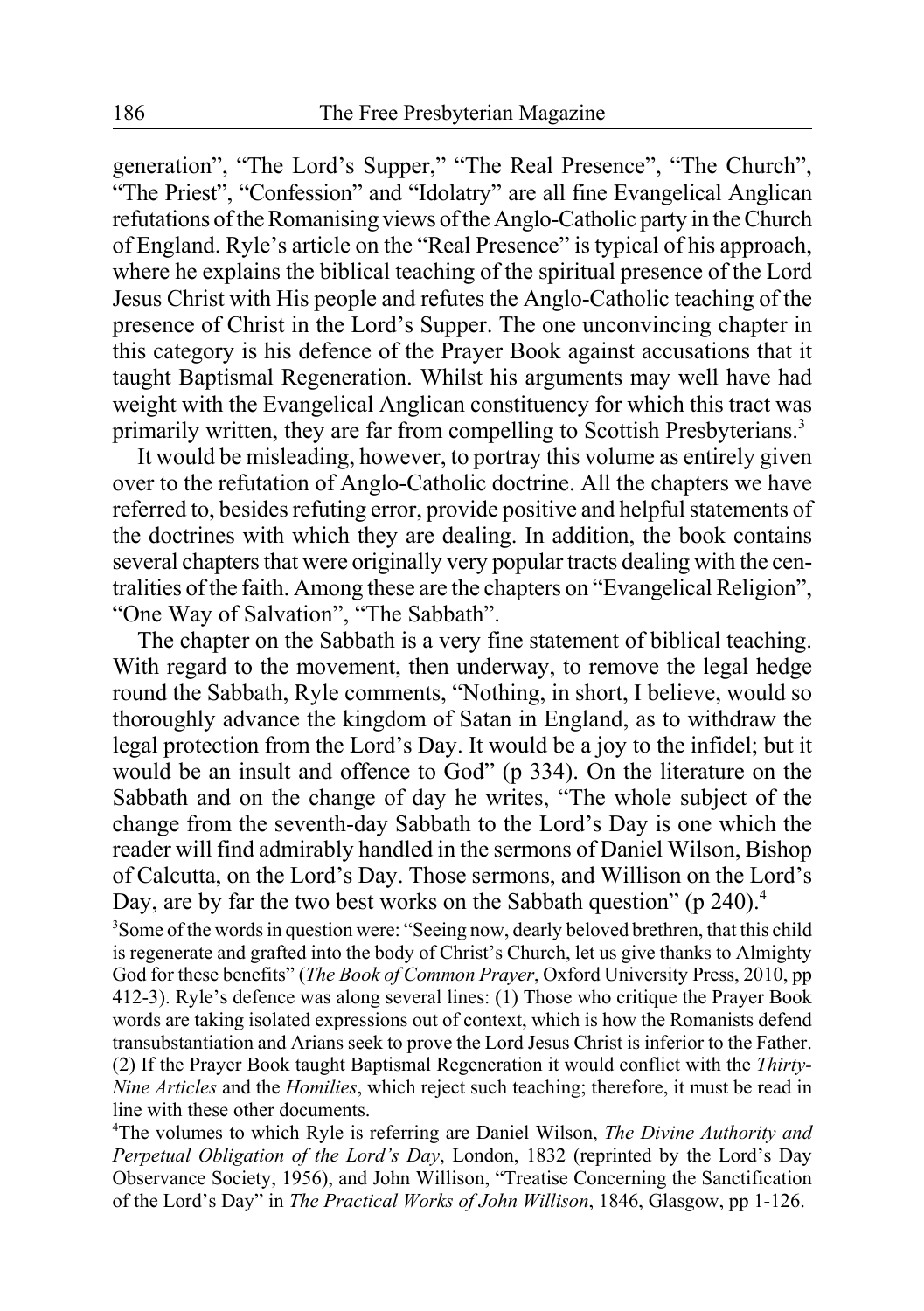generation", "The Lord's Supper," "The Real Presence", "The Church", "The Priest", "Confession" and "Idolatry" are all fine Evangelical Anglican refutations of the Romanising views of the Anglo-Catholic party in the Church of England. Ryle's article on the "Real Presence" is typical of his approach, where he explains the biblical teaching of the spiritual presence of the Lord Jesus Christ with His people and refutes the Anglo-Catholic teaching of the presence of Christ in the Lord's Supper. The one unconvincing chapter in this category is his defence of the Prayer Book against accusations that it taught Baptismal Regeneration. Whilst his arguments may well have had weight with the Evangelical Anglican constituency for which this tract was primarily written, they are far from compelling to Scottish Presbyterians.[3]

It would be misleading, however, to portray this volume as entirely given over to the refutation of Anglo-Catholic doctrine. All the chapters we have referred to, besides refuting error, provide positive and helpful statements of the doctrines with which they are dealing. In addition, the book contains several chapters that were originally very popular tracts dealing with the centralities of the faith. Among these are the chapters on "Evangelical Religion", "One Way of Salvation", "The Sabbath".

The chapter on the Sabbath is a very fine statement of biblical teaching. With regard to the movement, then underway, to remove the legal hedge round the Sabbath, Ryle comments, "Nothing, in short, I believe, would so thoroughly advance the kingdom of Satan in England, as to withdraw the legal protection from the Lord's Day. It would be a joy to the infidel; but it would be an insult and offence to God" (p 334). On the literature on the Sabbath and on the change of day he writes, "The whole subject of the change from the seventh-day Sabbath to the Lord's Day is one which the reader will find admirably handled in the sermons of Daniel Wilson, Bishop of Calcutta, on the Lord's Day. Those sermons, and Willison on the Lord's Day, are by far the two best works on the Sabbath question" (p 240).[4]

[3]Some of the words in question were: "Seeing now, dearly beloved brethren, that this child is regenerate and grafted into the body of Christ's Church, let us give thanks to Almighty God for these benefits" (*The Book of Common Prayer*, Oxford University Press, 2010, pp 412-3). Ryle's defence was along several lines: (1) Those who critique the Prayer Book words are taking isolated expressions out of context, which is how the Romanists defend transubstantiation and Arians seek to prove the Lord Jesus Christ is inferior to the Father. (2) If the Prayer Book taught Baptismal Regeneration it would conflict with the *Thirty-Nine Articles* and the *Homilies*, which reject such teaching; therefore, it must be read in line with these other documents.

[4]The volumes to which Ryle is referring are Daniel Wilson, *The Divine Authority and Perpetual Obligation of the Lord's Day*, London, 1832 (reprinted by the Lord's Day Observance Society, 1956), and John Willison, "Treatise Concerning the Sanctification of the Lord's Day" in *The Practical Works of John Willison*, 1846, Glasgow, pp 1-126.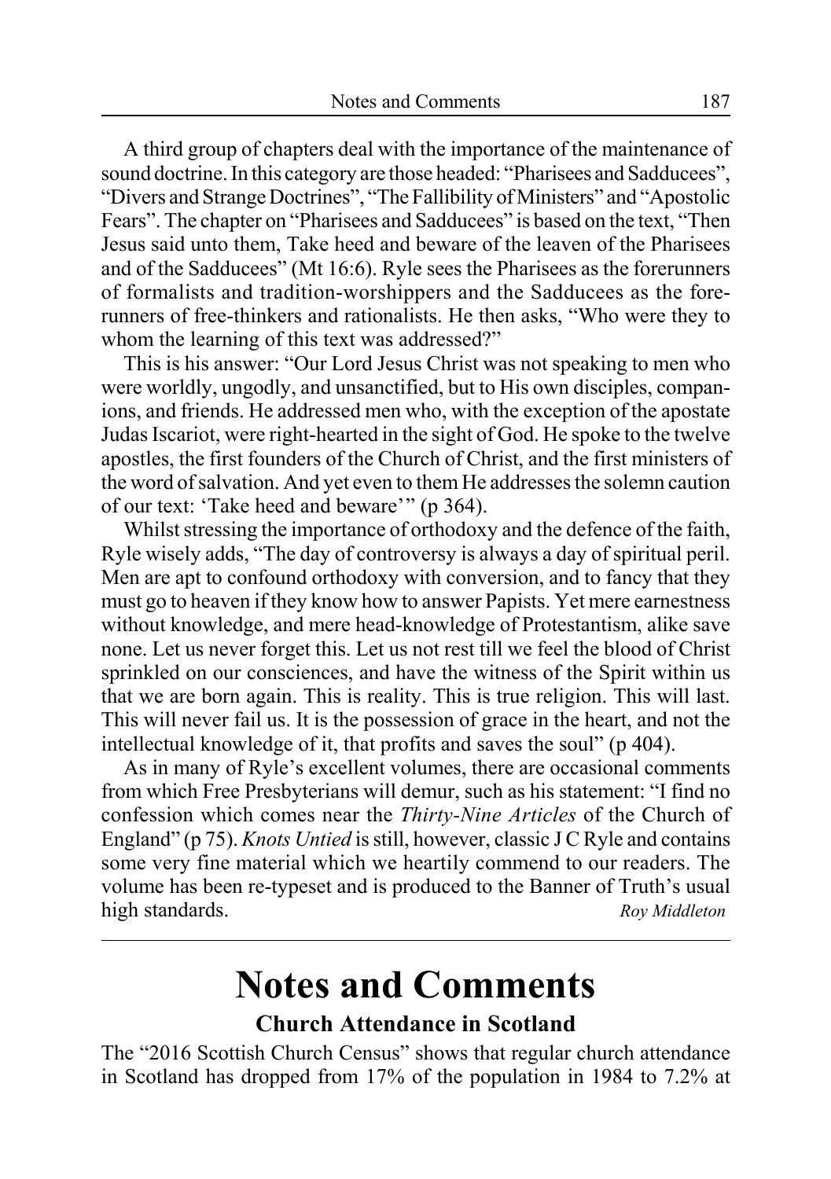A third group of chapters deal with the importance of the maintenance of sound doctrine. In this category are those headed: "Pharisees and Sadducees", "Divers and Strange Doctrines", "The Fallibility of Ministers" and "Apostolic Fears". The chapter on "Pharisees and Sadducees" is based on the text, "Then Jesus said unto them, Take heed and beware of the leaven of the Pharisees and of the Sadducees" (Mt 16:6). Ryle sees the Pharisees as the forerunners of formalists and tradition-worshippers and the Sadducees as the forerunners of free-thinkers and rationalists. He then asks, "Who were they to whom the learning of this text was addressed?"

This is his answer: "Our Lord Jesus Christ was not speaking to men who were worldly, ungodly, and unsanctified, but to His own disciples, companions, and friends. He addressed men who, with the exception of the apostate Judas Iscariot, were right-hearted in the sight of God. He spoke to the twelve apostles, the first founders of the Church of Christ, and the first ministers of the word of salvation. And yet even to them He addresses the solemn caution of our text: 'Take heed and beware'" (p 364).

Whilst stressing the importance of orthodoxy and the defence of the faith, Ryle wisely adds, "The day of controversy is always a day of spiritual peril. Men are apt to confound orthodoxy with conversion, and to fancy that they must go to heaven if they know how to answer Papists. Yet mere earnestness without knowledge, and mere head-knowledge of Protestantism, alike save none. Let us never forget this. Let us not rest till we feel the blood of Christ sprinkled on our consciences, and have the witness of the Spirit within us that we are born again. This is reality. This is true religion. This will last. This will never fail us. It is the possession of grace in the heart, and not the intellectual knowledge of it, that profits and saves the soul" (p 404).

As in many of Ryle's excellent volumes, there are occasional comments from which Free Presbyterians will demur, such as his statement: "I find no confession which comes near the *Thirty-Nine Articles* of the Church of England" (p 75). *Knots Untied* is still, however, classic J C Ryle and contains some very fine material which we heartily commend to our readers. The volume has been re-typeset and is produced to the Banner of Truth's usual high standards. *Roy Middleton*

# Notes and Comments

## Church Attendance in Scotland

The "2016 Scottish Church Census" shows that regular church attendance in Scotland has dropped from 17% of the population in 1984 to 7.2% at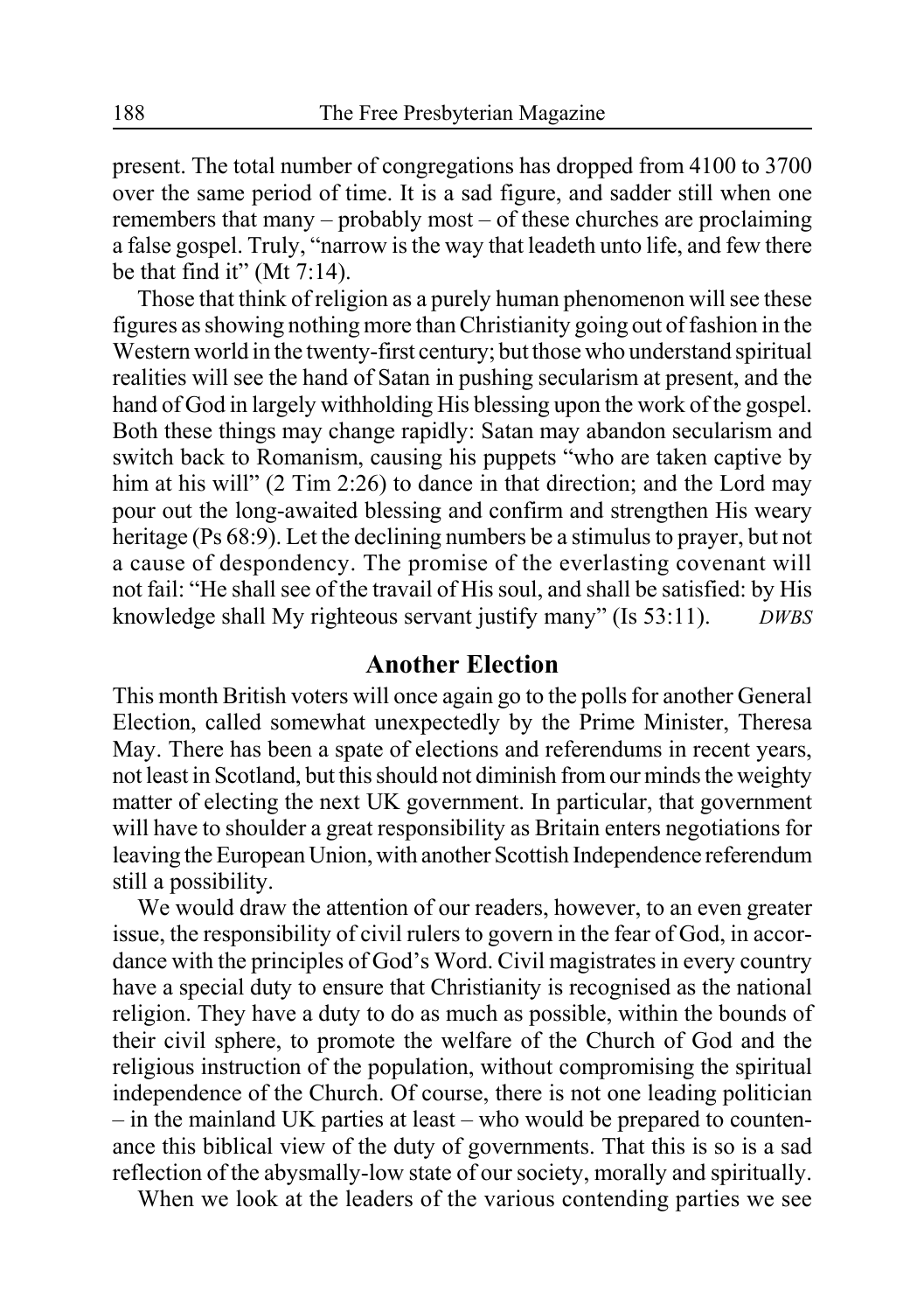present. The total number of congregations has dropped from 4100 to 3700 over the same period of time. It is a sad figure, and sadder still when one remembers that many – probably most – of these churches are proclaiming a false gospel. Truly, "narrow is the way that leadeth unto life, and few there be that find it" (Mt 7:14).

Those that think of religion as a purely human phenomenon will see these figures as showing nothing more than Christianity going out of fashion in the Western world in the twenty-first century; but those who understand spiritual realities will see the hand of Satan in pushing secularism at present, and the hand of God in largely withholding His blessing upon the work of the gospel. Both these things may change rapidly: Satan may abandon secularism and switch back to Romanism, causing his puppets "who are taken captive by him at his will" (2 Tim 2:26) to dance in that direction; and the Lord may pour out the long-awaited blessing and confirm and strengthen His weary heritage (Ps 68:9). Let the declining numbers be a stimulus to prayer, but not a cause of despondency. The promise of the everlasting covenant will not fail: "He shall see of the travail of His soul, and shall be satisfied: by His knowledge shall My righteous servant justify many" (Is 53:11). *DWBS*

## Another Election

This month British voters will once again go to the polls for another General Election, called somewhat unexpectedly by the Prime Minister, Theresa May. There has been a spate of elections and referendums in recent years, not least in Scotland, but this should not diminish from our minds the weighty matter of electing the next UK government. In particular, that government will have to shoulder a great responsibility as Britain enters negotiations for leaving the European Union, with another Scottish Independence referendum still a possibility.

We would draw the attention of our readers, however, to an even greater issue, the responsibility of civil rulers to govern in the fear of God, in accordance with the principles of God's Word. Civil magistrates in every country have a special duty to ensure that Christianity is recognised as the national religion. They have a duty to do as much as possible, within the bounds of their civil sphere, to promote the welfare of the Church of God and the religious instruction of the population, without compromising the spiritual independence of the Church. Of course, there is not one leading politician – in the mainland UK parties at least – who would be prepared to countenance this biblical view of the duty of governments. That this is so is a sad reflection of the abysmally-low state of our society, morally and spiritually.

When we look at the leaders of the various contending parties we see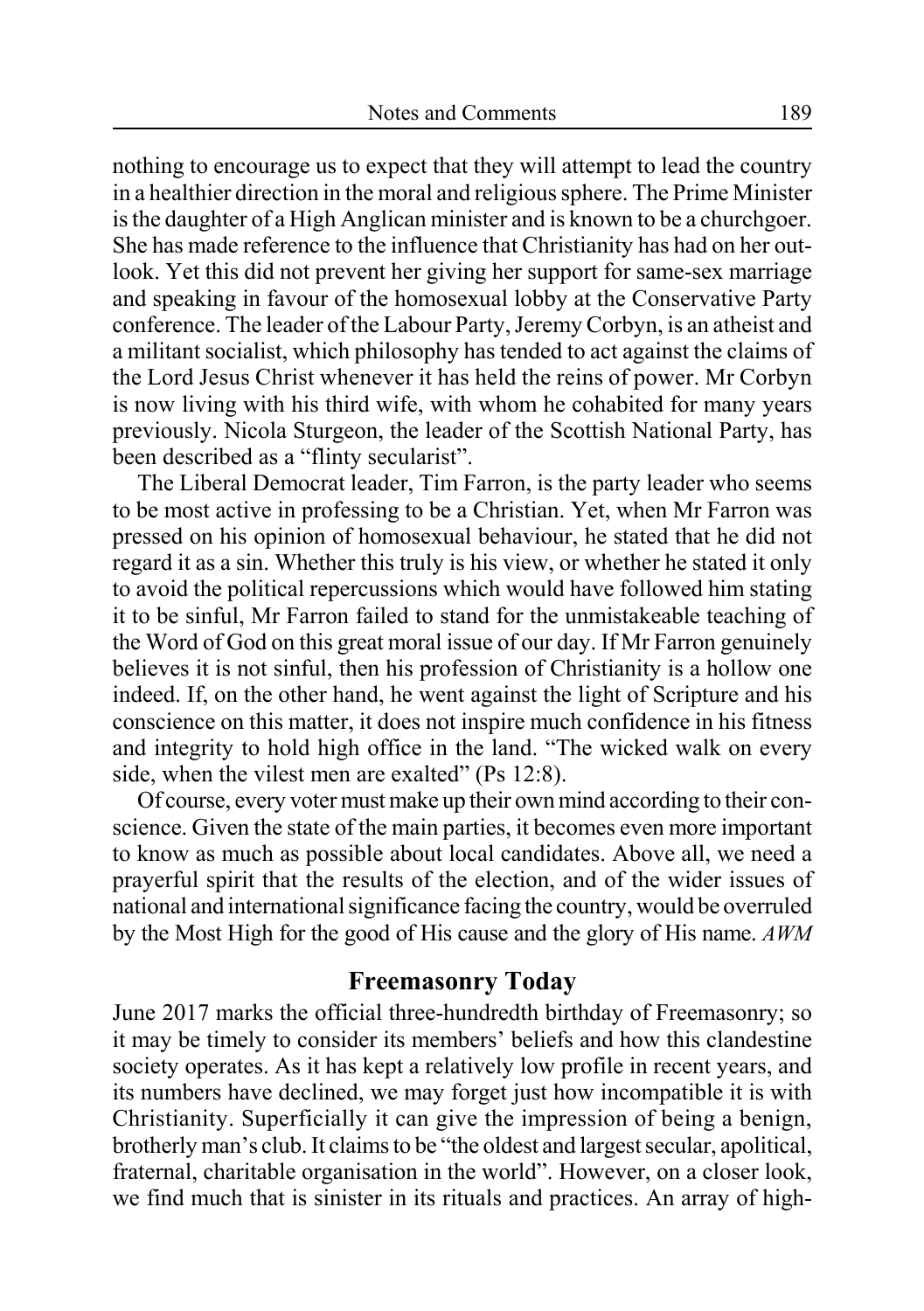nothing to encourage us to expect that they will attempt to lead the country in a healthier direction in the moral and religious sphere. The Prime Minister is the daughter of a High Anglican minister and is known to be a churchgoer. She has made reference to the influence that Christianity has had on her outlook. Yet this did not prevent her giving her support for same-sex marriage and speaking in favour of the homosexual lobby at the Conservative Party conference. The leader of the Labour Party, Jeremy Corbyn, is an atheist and a militant socialist, which philosophy has tended to act against the claims of the Lord Jesus Christ whenever it has held the reins of power. Mr Corbyn is now living with his third wife, with whom he cohabited for many years previously. Nicola Sturgeon, the leader of the Scottish National Party, has been described as a "flinty secularist".

The Liberal Democrat leader, Tim Farron, is the party leader who seems to be most active in professing to be a Christian. Yet, when Mr Farron was pressed on his opinion of homosexual behaviour, he stated that he did not regard it as a sin. Whether this truly is his view, or whether he stated it only to avoid the political repercussions which would have followed him stating it to be sinful, Mr Farron failed to stand for the unmistakeable teaching of the Word of God on this great moral issue of our day. If Mr Farron genuinely believes it is not sinful, then his profession of Christianity is a hollow one indeed. If, on the other hand, he went against the light of Scripture and his conscience on this matter, it does not inspire much confidence in his fitness and integrity to hold high office in the land. "The wicked walk on every side, when the vilest men are exalted" (Ps 12:8).

Of course, every voter must make up their own mind according to their conscience. Given the state of the main parties, it becomes even more important to know as much as possible about local candidates. Above all, we need a prayerful spirit that the results of the election, and of the wider issues of national and international significance facing the country, would be overruled by the Most High for the good of His cause and the glory of His name. *AWM*

## Freemasonry Today

June 2017 marks the official three-hundredth birthday of Freemasonry; so it may be timely to consider its members' beliefs and how this clandestine society operates. As it has kept a relatively low profile in recent years, and its numbers have declined, we may forget just how incompatible it is with Christianity. Superficially it can give the impression of being a benign, brotherly man's club. It claims to be "the oldest and largest secular, apolitical, fraternal, charitable organisation in the world". However, on a closer look, we find much that is sinister in its rituals and practices. An array of high-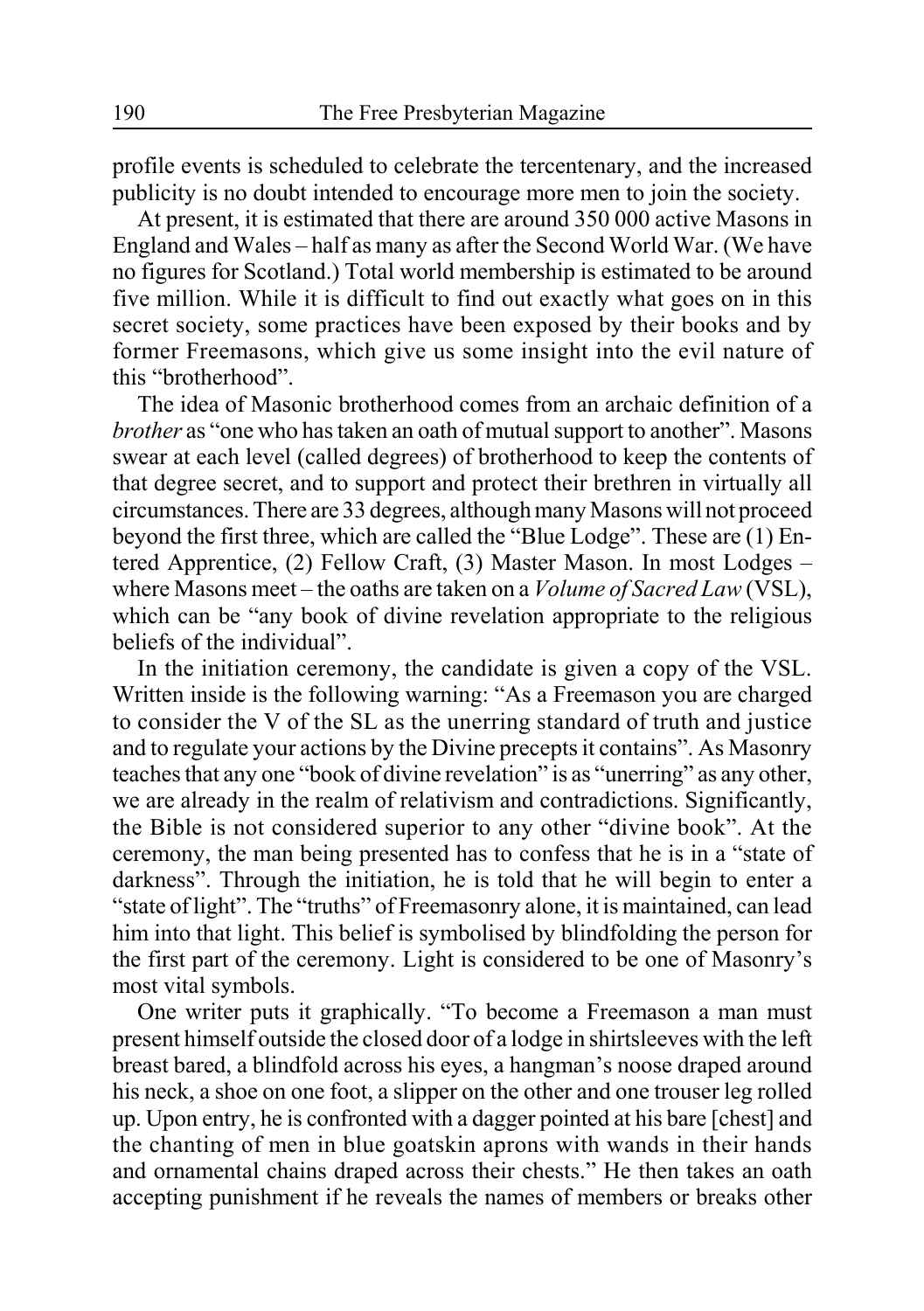profile events is scheduled to celebrate the tercentenary, and the increased publicity is no doubt intended to encourage more men to join the society.

At present, it is estimated that there are around 350 000 active Masons in England and Wales – half as many as after the Second World War. (We have no figures for Scotland.) Total world membership is estimated to be around five million. While it is difficult to find out exactly what goes on in this secret society, some practices have been exposed by their books and by former Freemasons, which give us some insight into the evil nature of this "brotherhood".

The idea of Masonic brotherhood comes from an archaic definition of a *brother* as "one who has taken an oath of mutual support to another". Masons swear at each level (called degrees) of brotherhood to keep the contents of that degree secret, and to support and protect their brethren in virtually all circumstances. There are 33 degrees, although many Masons will not proceed beyond the first three, which are called the "Blue Lodge". These are (1) Entered Apprentice, (2) Fellow Craft, (3) Master Mason. In most Lodges – where Masons meet – the oaths are taken on a *Volume of Sacred Law* (VSL), which can be "any book of divine revelation appropriate to the religious beliefs of the individual".

In the initiation ceremony, the candidate is given a copy of the VSL. Written inside is the following warning: "As a Freemason you are charged to consider the V of the SL as the unerring standard of truth and justice and to regulate your actions by the Divine precepts it contains". As Masonry teaches that any one "book of divine revelation" is as "unerring" as any other, we are already in the realm of relativism and contradictions. Significantly, the Bible is not considered superior to any other "divine book". At the ceremony, the man being presented has to confess that he is in a "state of darkness". Through the initiation, he is told that he will begin to enter a "state of light". The "truths" of Freemasonry alone, it is maintained, can lead him into that light. This belief is symbolised by blindfolding the person for the first part of the ceremony. Light is considered to be one of Masonry's most vital symbols.

One writer puts it graphically. "To become a Freemason a man must present himself outside the closed door of a lodge in shirtsleeves with the left breast bared, a blindfold across his eyes, a hangman's noose draped around his neck, a shoe on one foot, a slipper on the other and one trouser leg rolled up. Upon entry, he is confronted with a dagger pointed at his bare [chest] and the chanting of men in blue goatskin aprons with wands in their hands and ornamental chains draped across their chests." He then takes an oath accepting punishment if he reveals the names of members or breaks other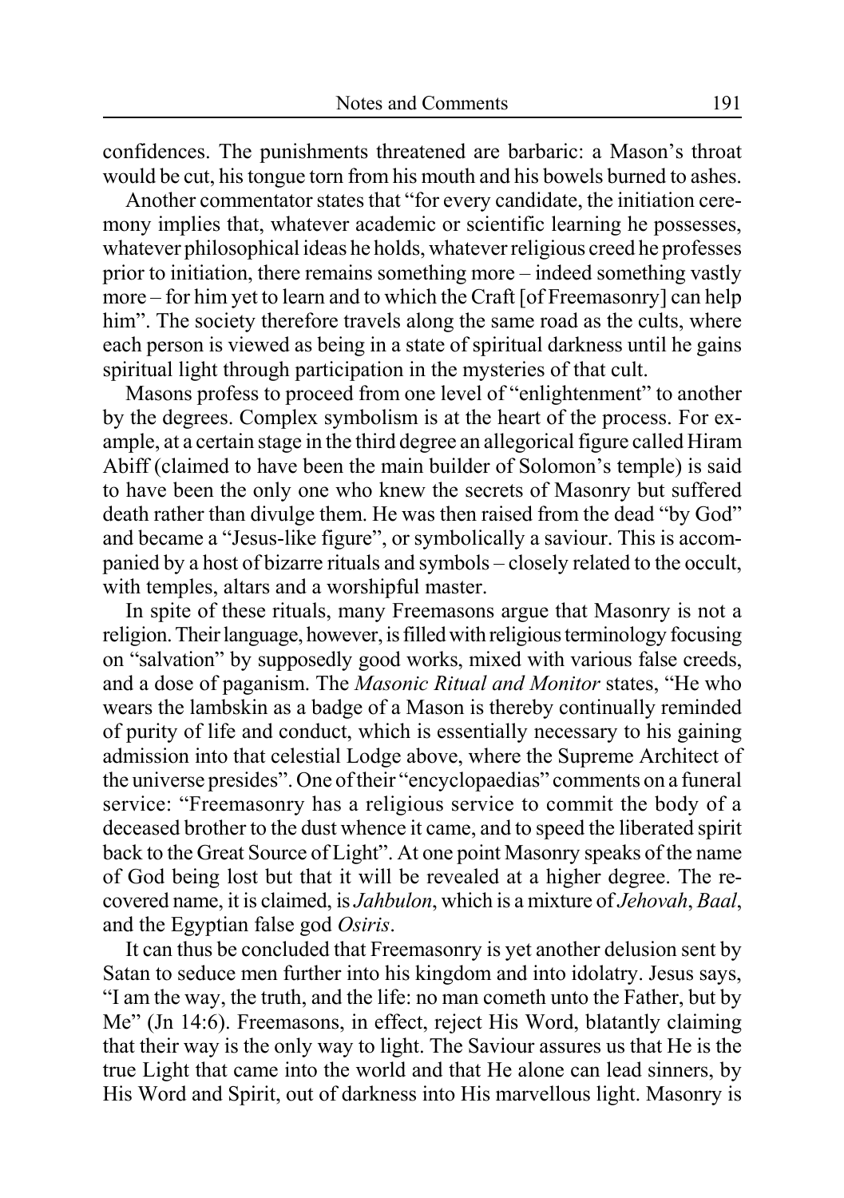confidences. The punishments threatened are barbaric: a Mason's throat would be cut, his tongue torn from his mouth and his bowels burned to ashes.

Another commentator states that "for every candidate, the initiation ceremony implies that, whatever academic or scientific learning he possesses, whatever philosophical ideas he holds, whatever religious creed he professes prior to initiation, there remains something more – indeed something vastly more – for him yet to learn and to which the Craft [of Freemasonry] can help him". The society therefore travels along the same road as the cults, where each person is viewed as being in a state of spiritual darkness until he gains spiritual light through participation in the mysteries of that cult.

Masons profess to proceed from one level of "enlightenment" to another by the degrees. Complex symbolism is at the heart of the process. For example, at a certain stage in the third degree an allegorical figure called Hiram Abiff (claimed to have been the main builder of Solomon's temple) is said to have been the only one who knew the secrets of Masonry but suffered death rather than divulge them. He was then raised from the dead "by God" and became a "Jesus-like figure", or symbolically a saviour. This is accompanied by a host of bizarre rituals and symbols – closely related to the occult, with temples, altars and a worshipful master.

In spite of these rituals, many Freemasons argue that Masonry is not a religion. Their language, however, is filled with religious terminology focusing on "salvation" by supposedly good works, mixed with various false creeds, and a dose of paganism. The *Masonic Ritual and Monitor* states, "He who wears the lambskin as a badge of a Mason is thereby continually reminded of purity of life and conduct, which is essentially necessary to his gaining admission into that celestial Lodge above, where the Supreme Architect of the universe presides". One of their "encyclopaedias" comments on a funeral service: "Freemasonry has a religious service to commit the body of a deceased brother to the dust whence it came, and to speed the liberated spirit back to the Great Source of Light". At one point Masonry speaks of the name of God being lost but that it will be revealed at a higher degree. The recovered name, it is claimed, is *Jahbulon*, which is a mixture of *Jehovah*, *Baal*, and the Egyptian false god *Osiris*.

It can thus be concluded that Freemasonry is yet another delusion sent by Satan to seduce men further into his kingdom and into idolatry. Jesus says, "I am the way, the truth, and the life: no man cometh unto the Father, but by Me" (Jn 14:6). Freemasons, in effect, reject His Word, blatantly claiming that their way is the only way to light. The Saviour assures us that He is the true Light that came into the world and that He alone can lead sinners, by His Word and Spirit, out of darkness into His marvellous light. Masonry is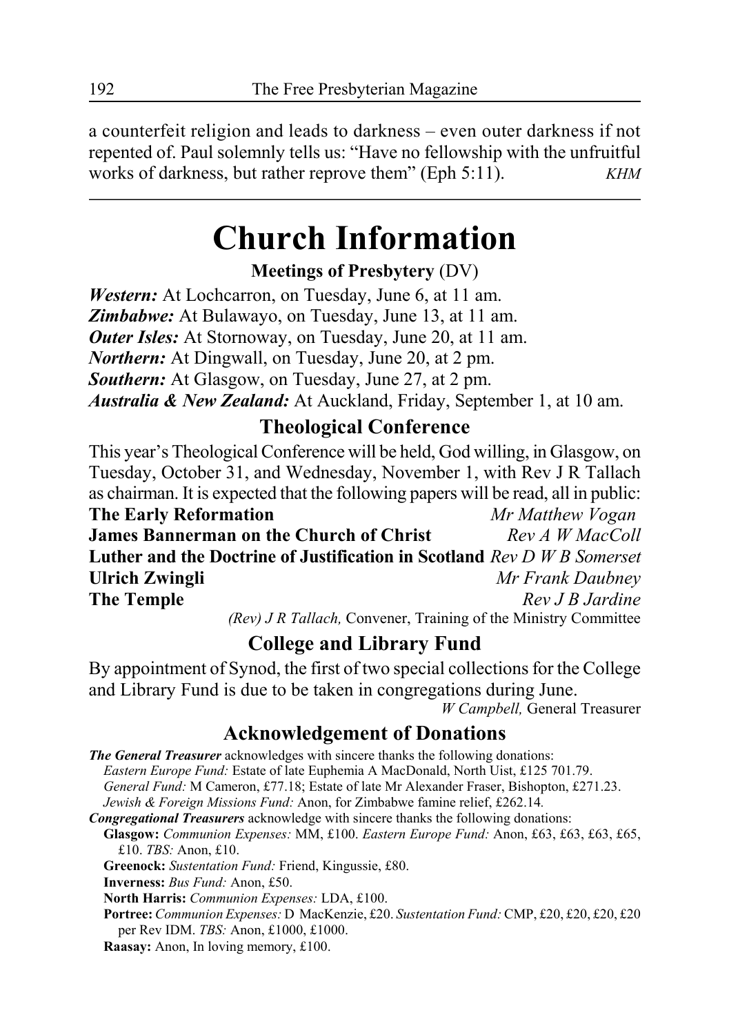a counterfeit religion and leads to darkness – even outer darkness if not repented of. Paul solemnly tells us: "Have no fellowship with the unfruitful works of darkness, but rather reprove them" (Eph 5:11). *KHM*

# Church Information

## Meetings of Presbytery (DV)

***Western:*** At Lochcarron, on Tuesday, June 6, at 11 am.
***Zimbabwe:*** At Bulawayo, on Tuesday, June 13, at 11 am.
***Outer Isles:*** At Stornoway, on Tuesday, June 20, at 11 am.
***Northern:*** At Dingwall, on Tuesday, June 20, at 2 pm.
***Southern:*** At Glasgow, on Tuesday, June 27, at 2 pm.
***Australia & New Zealand:*** At Auckland, Friday, September 1, at 10 am.

## Theological Conference

This year's Theological Conference will be held, God willing, in Glasgow, on Tuesday, October 31, and Wednesday, November 1, with Rev J R Tallach as chairman. It is expected that the following papers will be read, all in public:

**The Early Reformation** — *Mr Matthew Vogan*
**James Bannerman on the Church of Christ** — *Rev A W MacColl*
**Luther and the Doctrine of Justification in Scotland** — *Rev D W B Somerset*
**Ulrich Zwingli** — *Mr Frank Daubney*
**The Temple** — *Rev J B Jardine*

*(Rev) J R Tallach,* Convener, Training of the Ministry Committee

## College and Library Fund

By appointment of Synod, the first of two special collections for the College and Library Fund is due to be taken in congregations during June.

*W Campbell,* General Treasurer

## Acknowledgement of Donations

***The General Treasurer*** acknowledges with sincere thanks the following donations:
*Eastern Europe Fund:* Estate of late Euphemia A MacDonald, North Uist, £125 701.79.
*General Fund:* M Cameron, £77.18; Estate of late Mr Alexander Fraser, Bishopton, £271.23.
*Jewish & Foreign Missions Fund:* Anon, for Zimbabwe famine relief, £262.14.

***Congregational Treasurers*** acknowledge with sincere thanks the following donations:
**Glasgow:** *Communion Expenses:* MM, £100. *Eastern Europe Fund:* Anon, £63, £63, £63, £65, £10. *TBS:* Anon, £10.
**Greenock:** *Sustentation Fund:* Friend, Kingussie, £80.
**Inverness:** *Bus Fund:* Anon, £50.
**North Harris:** *Communion Expenses:* LDA, £100.
**Portree:** *Communion Expenses:* D MacKenzie, £20. *Sustentation Fund:* CMP, £20, £20, £20, £20 per Rev IDM. *TBS:* Anon, £1000, £1000.
**Raasay:** Anon, In loving memory, £100.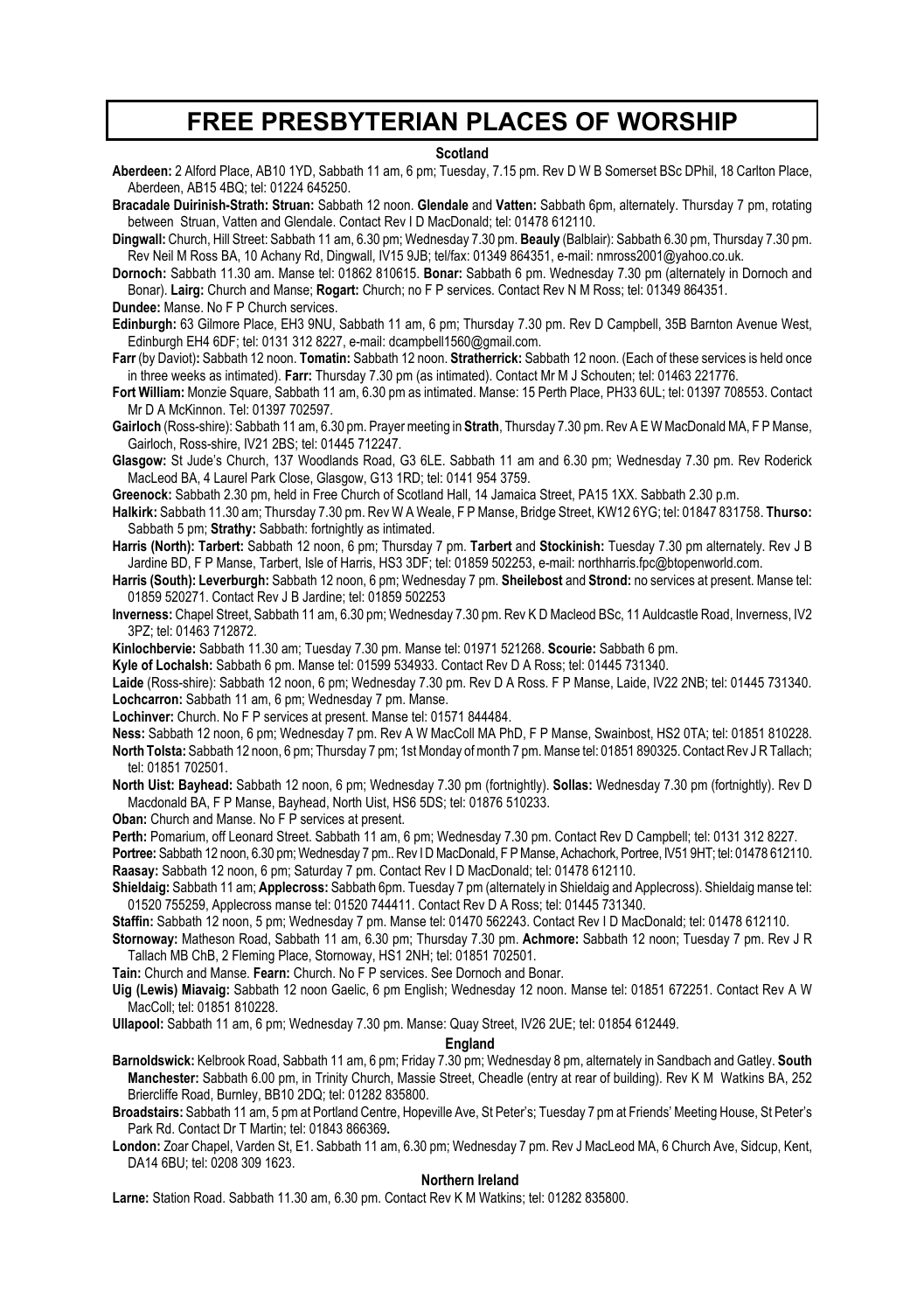# FREE PRESBYTERIAN PLACES OF WORSHIP

## Scotland

**Aberdeen:** 2 Alford Place, AB10 1YD, Sabbath 11 am, 6 pm; Tuesday, 7.15 pm. Rev D W B Somerset BSc DPhil, 18 Carlton Place, Aberdeen, AB15 4BQ; tel: 01224 645250.

**Bracadale Duirinish-Strath: Struan:** Sabbath 12 noon. **Glendale** and **Vatten:** Sabbath 6pm, alternately. Thursday 7 pm, rotating between Struan, Vatten and Glendale. Contact Rev I D MacDonald; tel: 01478 612110.

**Dingwall:** Church, Hill Street: Sabbath 11 am, 6.30 pm; Wednesday 7.30 pm. **Beauly** (Balblair): Sabbath 6.30 pm, Thursday 7.30 pm. Rev Neil M Ross BA, 10 Achany Rd, Dingwall, IV15 9JB; tel/fax: 01349 864351, e-mail: nmross2001@yahoo.co.uk.

**Dornoch:** Sabbath 11.30 am. Manse tel: 01862 810615. **Bonar:** Sabbath 6 pm. Wednesday 7.30 pm (alternately in Dornoch and Bonar). **Lairg:** Church and Manse; **Rogart:** Church; no F P services. Contact Rev N M Ross; tel: 01349 864351.

**Dundee:** Manse. No F P Church services.

**Edinburgh:** 63 Gilmore Place, EH3 9NU, Sabbath 11 am, 6 pm; Thursday 7.30 pm. Rev D Campbell, 35B Barnton Avenue West, Edinburgh EH4 6DF; tel: 0131 312 8227, e-mail: dcampbell1560@gmail.com.

**Farr** (by Daviot)**:** Sabbath 12 noon. **Tomatin:** Sabbath 12 noon. **Stratherrick:** Sabbath 12 noon. (Each of these services is held once in three weeks as intimated). **Farr:** Thursday 7.30 pm (as intimated). Contact Mr M J Schouten; tel: 01463 221776.

**Fort William:** Monzie Square, Sabbath 11 am, 6.30 pm as intimated. Manse: 15 Perth Place, PH33 6UL; tel: 01397 708553. Contact Mr D A McKinnon. Tel: 01397 702597.

**Gairloch** (Ross-shire): Sabbath 11 am, 6.30 pm. Prayer meeting in **Strath**, Thursday 7.30 pm. Rev A E W MacDonald MA, F P Manse, Gairloch, Ross-shire, IV21 2BS; tel: 01445 712247.

**Glasgow:** St Jude's Church, 137 Woodlands Road, G3 6LE. Sabbath 11 am and 6.30 pm; Wednesday 7.30 pm. Rev Roderick MacLeod BA, 4 Laurel Park Close, Glasgow, G13 1RD; tel: 0141 954 3759.

**Greenock:** Sabbath 2.30 pm, held in Free Church of Scotland Hall, 14 Jamaica Street, PA15 1XX. Sabbath 2.30 p.m.

**Halkirk:** Sabbath 11.30 am; Thursday 7.30 pm. Rev W A Weale, F P Manse, Bridge Street, KW12 6YG; tel: 01847 831758. **Thurso:** Sabbath 5 pm; **Strathy:** Sabbath: fortnightly as intimated.

**Harris (North): Tarbert:** Sabbath 12 noon, 6 pm; Thursday 7 pm. **Tarbert** and **Stockinish:** Tuesday 7.30 pm alternately. Rev J B Jardine BD, F P Manse, Tarbert, Isle of Harris, HS3 3DF; tel: 01859 502253, e-mail: northharris.fpc@btopenworld.com.

**Harris (South): Leverburgh:** Sabbath 12 noon, 6 pm; Wednesday 7 pm. **Sheilebost** and **Strond:** no services at present. Manse tel: 01859 520271. Contact Rev J B Jardine; tel: 01859 502253

**Inverness:** Chapel Street, Sabbath 11 am, 6.30 pm; Wednesday 7.30 pm. Rev K D Macleod BSc, 11 Auldcastle Road, Inverness, IV2 3PZ; tel: 01463 712872.

**Kinlochbervie:** Sabbath 11.30 am; Tuesday 7.30 pm. Manse tel: 01971 521268. **Scourie:** Sabbath 6 pm.

**Kyle of Lochalsh:** Sabbath 6 pm. Manse tel: 01599 534933. Contact Rev D A Ross; tel: 01445 731340.

**Laide** (Ross-shire): Sabbath 12 noon, 6 pm; Wednesday 7.30 pm. Rev D A Ross. F P Manse, Laide, IV22 2NB; tel: 01445 731340.

**Lochcarron:** Sabbath 11 am, 6 pm; Wednesday 7 pm. Manse.

**Lochinver:** Church. No F P services at present. Manse tel: 01571 844484.

**Ness:** Sabbath 12 noon, 6 pm; Wednesday 7 pm. Rev A W MacColl MA PhD, F P Manse, Swainbost, HS2 0TA; tel: 01851 810228.

**North Tolsta:** Sabbath 12 noon, 6 pm; Thursday 7 pm; 1st Monday of month 7 pm. Manse tel: 01851 890325. Contact Rev J R Tallach; tel: 01851 702501.

**North Uist: Bayhead:** Sabbath 12 noon, 6 pm; Wednesday 7.30 pm (fortnightly). **Sollas:** Wednesday 7.30 pm (fortnightly). Rev D Macdonald BA, F P Manse, Bayhead, North Uist, HS6 5DS; tel: 01876 510233.

**Oban:** Church and Manse. No F P services at present.

**Perth:** Pomarium, off Leonard Street. Sabbath 11 am, 6 pm; Wednesday 7.30 pm. Contact Rev D Campbell; tel: 0131 312 8227.

**Portree:** Sabbath 12 noon, 6.30 pm; Wednesday 7 pm.. Rev I D MacDonald, F P Manse, Achachork, Portree, IV51 9HT; tel: 01478 612110.

**Raasay:** Sabbath 12 noon, 6 pm; Saturday 7 pm. Contact Rev I D MacDonald; tel: 01478 612110.

**Shieldaig:** Sabbath 11 am; **Applecross:** Sabbath 6pm. Tuesday 7 pm (alternately in Shieldaig and Applecross). Shieldaig manse tel: 01520 755259, Applecross manse tel: 01520 744411. Contact Rev D A Ross; tel: 01445 731340.

**Staffin:** Sabbath 12 noon, 5 pm; Wednesday 7 pm. Manse tel: 01470 562243. Contact Rev I D MacDonald; tel: 01478 612110.

**Stornoway:** Matheson Road, Sabbath 11 am, 6.30 pm; Thursday 7.30 pm. **Achmore:** Sabbath 12 noon; Tuesday 7 pm. Rev J R Tallach MB ChB, 2 Fleming Place, Stornoway, HS1 2NH; tel: 01851 702501.

**Tain:** Church and Manse. **Fearn:** Church. No F P services. See Dornoch and Bonar.

**Uig (Lewis) Miavaig:** Sabbath 12 noon Gaelic, 6 pm English; Wednesday 12 noon. Manse tel: 01851 672251. Contact Rev A W MacColl; tel: 01851 810228.

**Ullapool:** Sabbath 11 am, 6 pm; Wednesday 7.30 pm. Manse: Quay Street, IV26 2UE; tel: 01854 612449.

## England

**Barnoldswick:** Kelbrook Road, Sabbath 11 am, 6 pm; Friday 7.30 pm; Wednesday 8 pm, alternately in Sandbach and Gatley. **South Manchester:** Sabbath 6.00 pm, in Trinity Church, Massie Street, Cheadle (entry at rear of building). Rev K M Watkins BA, 252 Briercliffe Road, Burnley, BB10 2DQ; tel: 01282 835800.

**Broadstairs:** Sabbath 11 am, 5 pm at Portland Centre, Hopeville Ave, St Peter's; Tuesday 7 pm at Friends' Meeting House, St Peter's Park Rd. Contact Dr T Martin; tel: 01843 866369**.**

**London:** Zoar Chapel, Varden St, E1. Sabbath 11 am, 6.30 pm; Wednesday 7 pm. Rev J MacLeod MA, 6 Church Ave, Sidcup, Kent, DA14 6BU; tel: 0208 309 1623.

## Northern Ireland

**Larne:** Station Road. Sabbath 11.30 am, 6.30 pm. Contact Rev K M Watkins; tel: 01282 835800.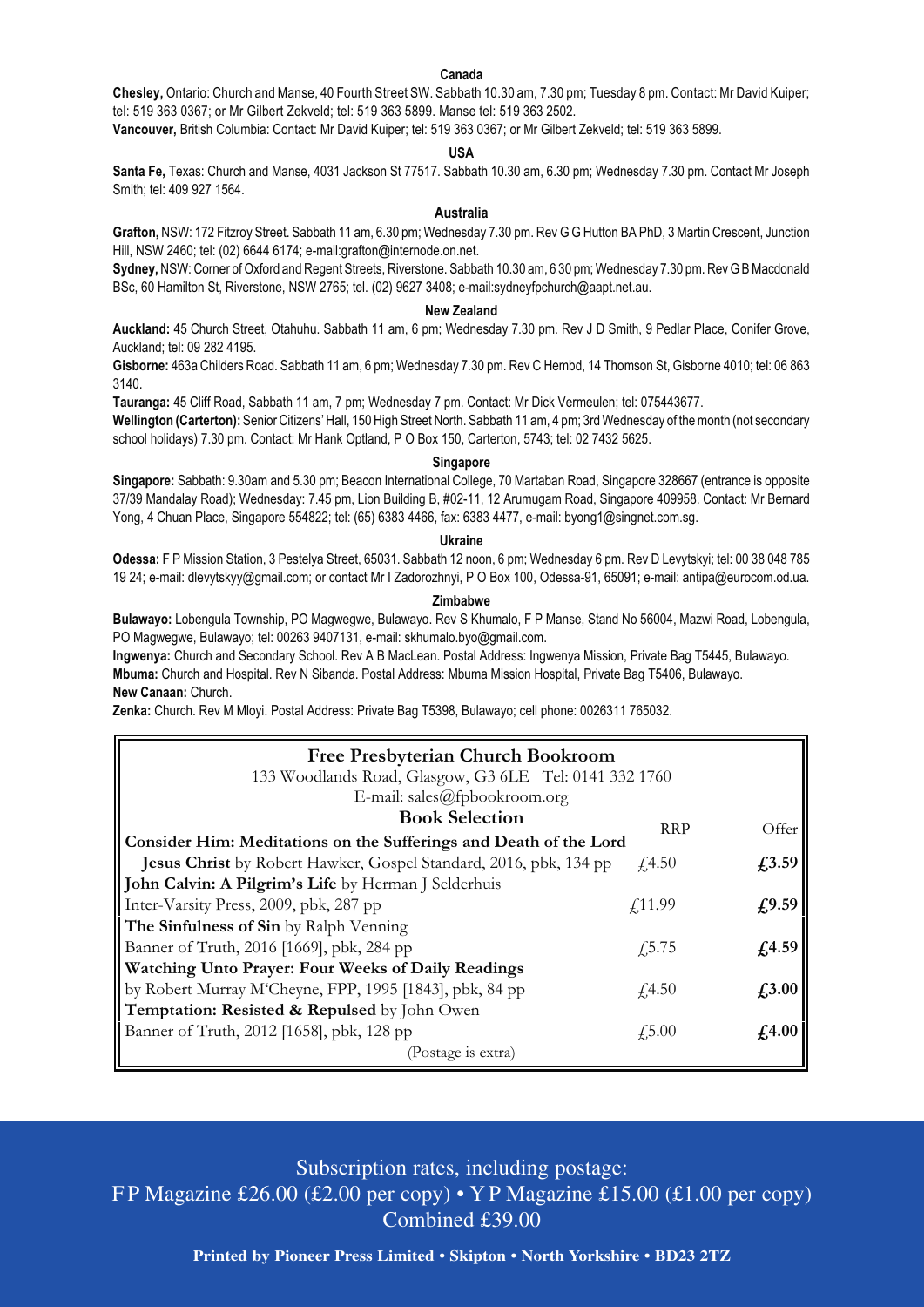## Canada

**Chesley,** Ontario: Church and Manse, 40 Fourth Street SW. Sabbath 10.30 am, 7.30 pm; Tuesday 8 pm. Contact: Mr David Kuiper; tel: 519 363 0367; or Mr Gilbert Zekveld; tel: 519 363 5899. Manse tel: 519 363 2502.

**Vancouver,** British Columbia: Contact: Mr David Kuiper; tel: 519 363 0367; or Mr Gilbert Zekveld; tel: 519 363 5899.

## USA

**Santa Fe,** Texas: Church and Manse, 4031 Jackson St 77517. Sabbath 10.30 am, 6.30 pm; Wednesday 7.30 pm. Contact Mr Joseph Smith; tel: 409 927 1564.

## Australia

**Grafton,** NSW: 172 Fitzroy Street. Sabbath 11 am, 6.30 pm; Wednesday 7.30 pm. Rev G G Hutton BA PhD, 3 Martin Crescent, Junction Hill, NSW 2460; tel: (02) 6644 6174; e-mail:grafton@internode.on.net.

**Sydney,** NSW: Corner of Oxford and Regent Streets, Riverstone. Sabbath 10.30 am, 6 30 pm; Wednesday 7.30 pm. Rev G B Macdonald BSc, 60 Hamilton St, Riverstone, NSW 2765; tel. (02) 9627 3408; e-mail:sydneyfpchurch@aapt.net.au.

## New Zealand

**Auckland:** 45 Church Street, Otahuhu. Sabbath 11 am, 6 pm; Wednesday 7.30 pm. Rev J D Smith, 9 Pedlar Place, Conifer Grove, Auckland; tel: 09 282 4195.

**Gisborne:** 463a Childers Road. Sabbath 11 am, 6 pm; Wednesday 7.30 pm. Rev C Hembd, 14 Thomson St, Gisborne 4010; tel: 06 863 3140.

**Tauranga:** 45 Cliff Road, Sabbath 11 am, 7 pm; Wednesday 7 pm. Contact: Mr Dick Vermeulen; tel: 075443677.

**Wellington (Carterton):** Senior Citizens' Hall, 150 High Street North. Sabbath 11 am, 4 pm; 3rd Wednesday of the month (not secondary school holidays) 7.30 pm. Contact: Mr Hank Optland, P O Box 150, Carterton, 5743; tel: 02 7432 5625.

## Singapore

**Singapore:** Sabbath: 9.30am and 5.30 pm; Beacon International College, 70 Martaban Road, Singapore 328667 (entrance is opposite 37/39 Mandalay Road); Wednesday: 7.45 pm, Lion Building B, #02-11, 12 Arumugam Road, Singapore 409958. Contact: Mr Bernard Yong, 4 Chuan Place, Singapore 554822; tel: (65) 6383 4466, fax: 6383 4477, e-mail: byong1@singnet.com.sg.

## Ukraine

**Odessa:** F P Mission Station, 3 Pestelya Street, 65031. Sabbath 12 noon, 6 pm; Wednesday 6 pm. Rev D Levytskyi; tel: 00 38 048 785 19 24; e-mail: dlevytskyy@gmail.com; or contact Mr I Zadorozhnyi, P O Box 100, Odessa-91, 65091; e-mail: antipa@eurocom.od.ua.

## Zimbabwe

**Bulawayo:** Lobengula Township, PO Magwegwe, Bulawayo. Rev S Khumalo, F P Manse, Stand No 56004, Mazwi Road, Lobengula, PO Magwegwe, Bulawayo; tel: 00263 9407131, e-mail: skhumalo.byo@gmail.com.

**Ingwenya:** Church and Secondary School. Rev A B MacLean. Postal Address: Ingwenya Mission, Private Bag T5445, Bulawayo.

**Mbuma:** Church and Hospital. Rev N Sibanda. Postal Address: Mbuma Mission Hospital, Private Bag T5406, Bulawayo.

**New Canaan:** Church.

**Zenka:** Church. Rev M Mloyi. Postal Address: Private Bag T5398, Bulawayo; cell phone: 0026311 765032.

## Free Presbyterian Church Bookroom

133 Woodlands Road, Glasgow, G3 6LE Tel: 0141 332 1760

E-mail: sales@fpbookroom.org

### Book Selection

| Book | RRP | Offer |
|---|---|---|
| **Consider Him: Meditations on the Sufferings and Death of the Lord Jesus Christ** by Robert Hawker, Gospel Standard, 2016, pbk, 134 pp | £4.50 | **£3.59** |
| **John Calvin: A Pilgrim's Life** by Herman J Selderhuis Inter-Varsity Press, 2009, pbk, 287 pp | £11.99 | **£9.59** |
| **The Sinfulness of Sin** by Ralph Venning Banner of Truth, 2016 [1669], pbk, 284 pp | £5.75 | **£4.59** |
| **Watching Unto Prayer: Four Weeks of Daily Readings** by Robert Murray M'Cheyne, FPP, 1995 [1843], pbk, 84 pp | £4.50 | **£3.00** |
| **Temptation: Resisted & Repulsed** by John Owen Banner of Truth, 2012 [1658], pbk, 128 pp | £5.00 | **£4.00** |

(Postage is extra)

Subscription rates, including postage:
FP Magazine £26.00 (£2.00 per copy) • Y P Magazine £15.00 (£1.00 per copy)
Combined £39.00

**Printed by Pioneer Press Limited • Skipton • North Yorkshire • BD23 2TZ**